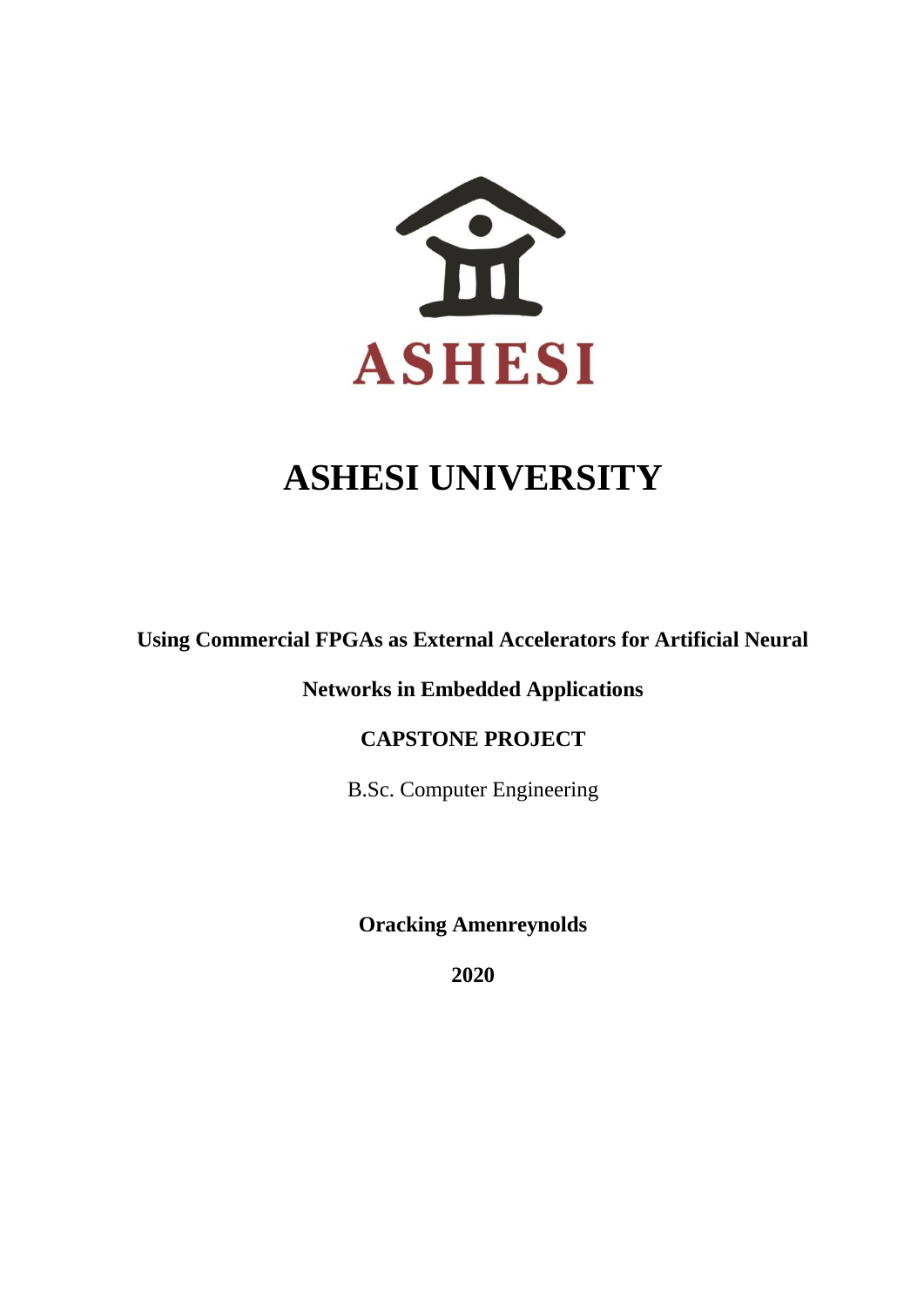ASHESI

# ASHESI UNIVERSITY

**Using Commercial FPGAs as External Accelerators for Artificial Neural Networks in Embedded Applications**

**CAPSTONE PROJECT**

B.Sc. Computer Engineering

**Oracking Amenreynolds**

**2020**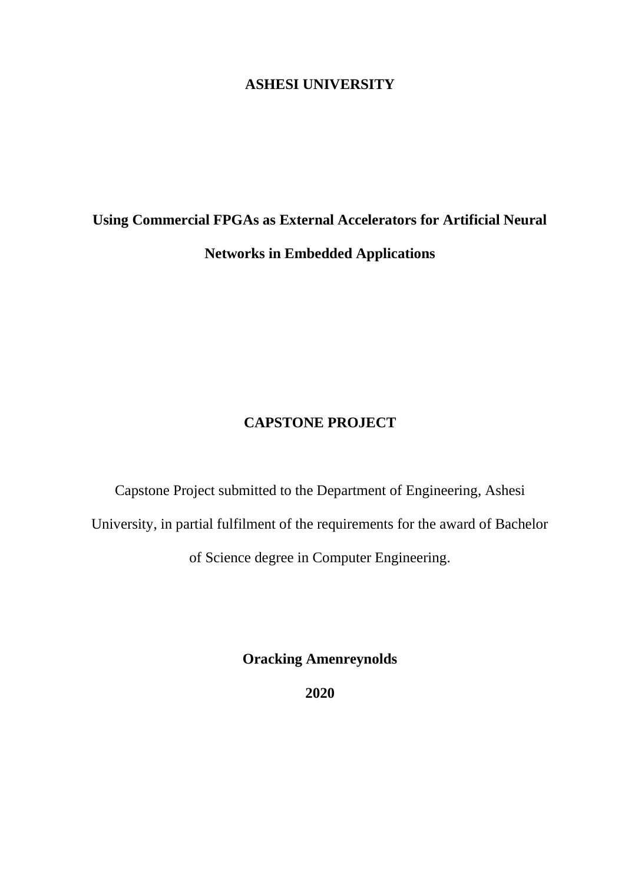**ASHESI UNIVERSITY**

# Using Commercial FPGAs as External Accelerators for Artificial Neural Networks in Embedded Applications

## CAPSTONE PROJECT

Capstone Project submitted to the Department of Engineering, Ashesi University, in partial fulfilment of the requirements for the award of Bachelor of Science degree in Computer Engineering.

**Oracking Amenreynolds**

**2020**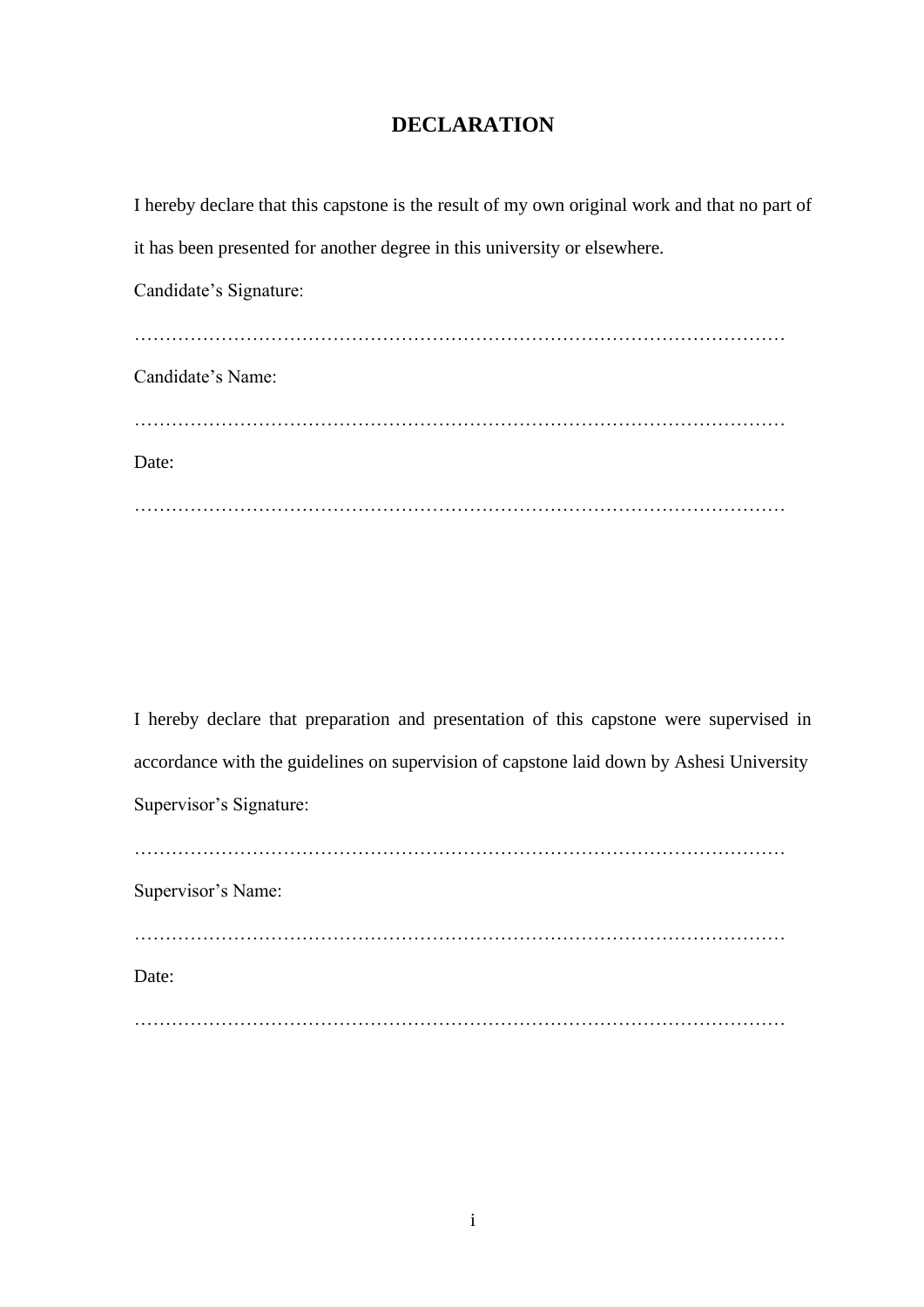# DECLARATION

I hereby declare that this capstone is the result of my own original work and that no part of it has been presented for another degree in this university or elsewhere.

Candidate's Signature:

……………………………………………………………………………………………

Candidate's Name:

……………………………………………………………………………………………

Date:

……………………………………………………………………………………………

I hereby declare that preparation and presentation of this capstone were supervised in accordance with the guidelines on supervision of capstone laid down by Ashesi University

Supervisor's Signature:

……………………………………………………………………………………………

Supervisor's Name:

……………………………………………………………………………………………

Date:

……………………………………………………………………………………………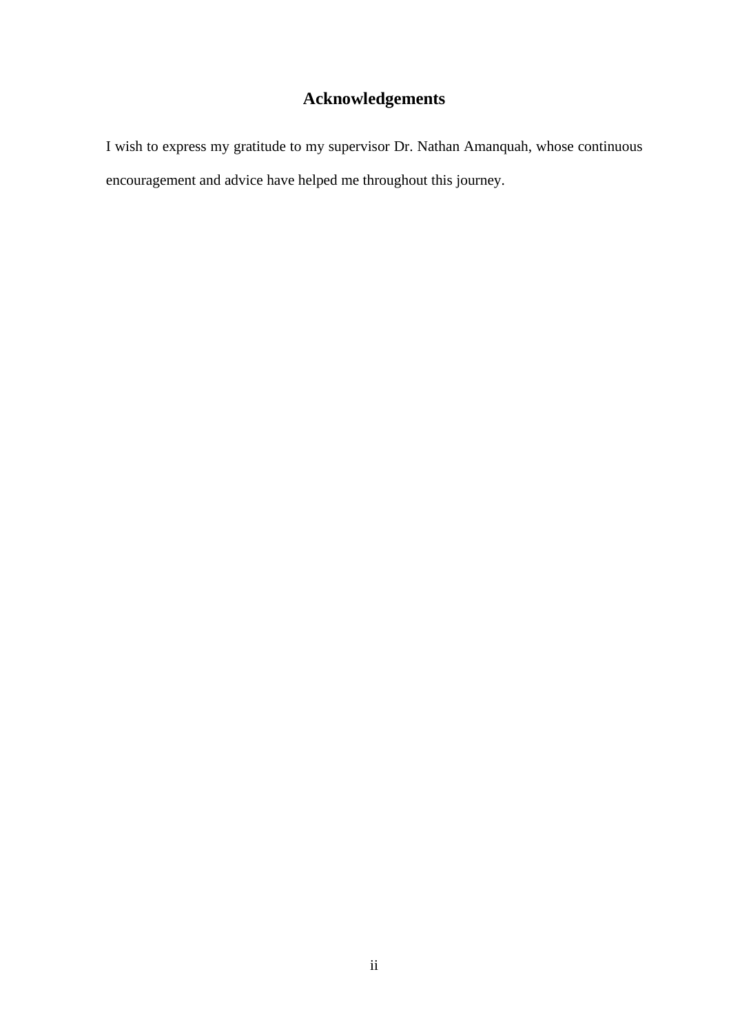# Acknowledgements

I wish to express my gratitude to my supervisor Dr. Nathan Amanquah, whose continuous encouragement and advice have helped me throughout this journey.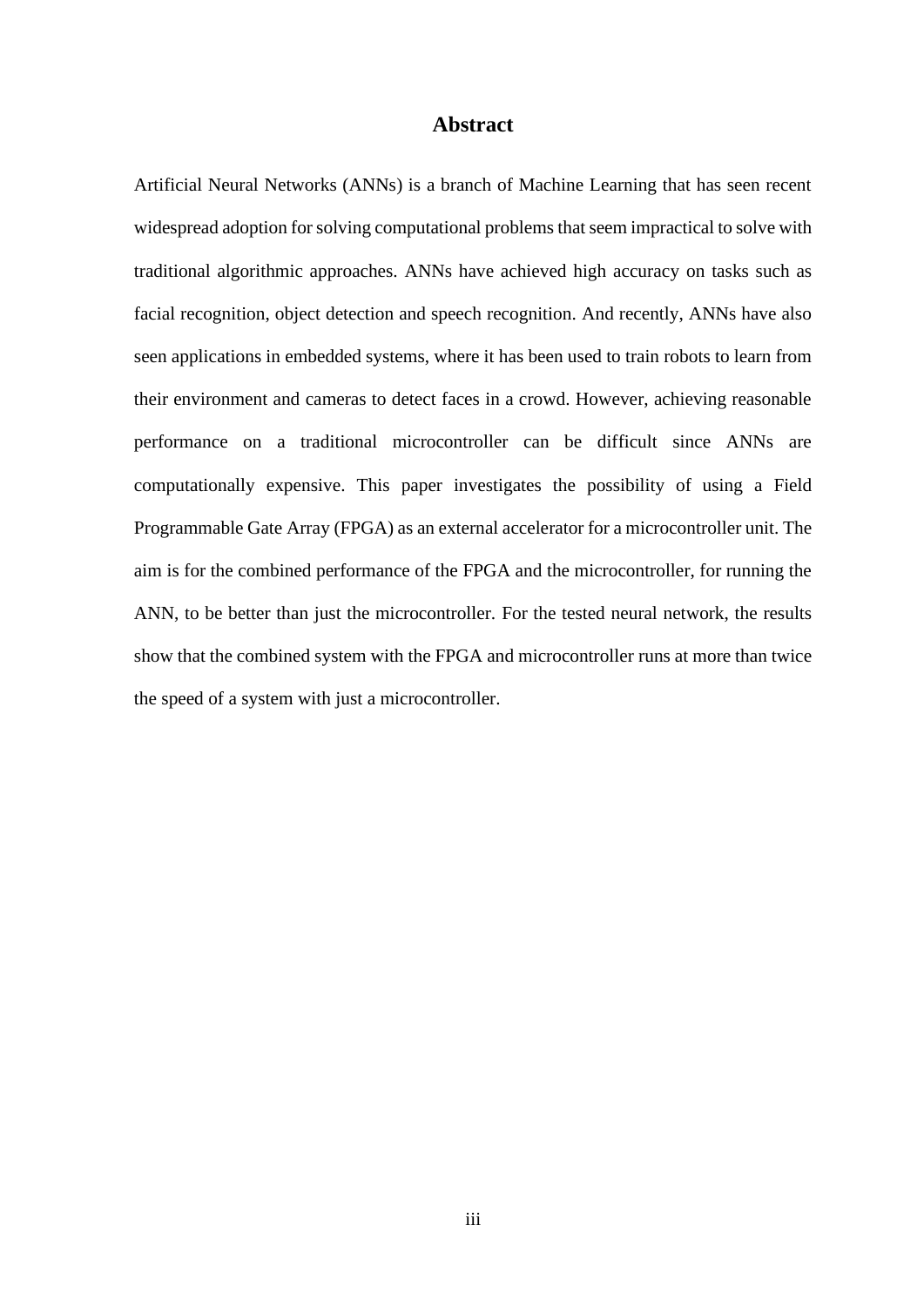# Abstract

Artificial Neural Networks (ANNs) is a branch of Machine Learning that has seen recent widespread adoption for solving computational problems that seem impractical to solve with traditional algorithmic approaches. ANNs have achieved high accuracy on tasks such as facial recognition, object detection and speech recognition. And recently, ANNs have also seen applications in embedded systems, where it has been used to train robots to learn from their environment and cameras to detect faces in a crowd. However, achieving reasonable performance on a traditional microcontroller can be difficult since ANNs are computationally expensive. This paper investigates the possibility of using a Field Programmable Gate Array (FPGA) as an external accelerator for a microcontroller unit. The aim is for the combined performance of the FPGA and the microcontroller, for running the ANN, to be better than just the microcontroller. For the tested neural network, the results show that the combined system with the FPGA and microcontroller runs at more than twice the speed of a system with just a microcontroller.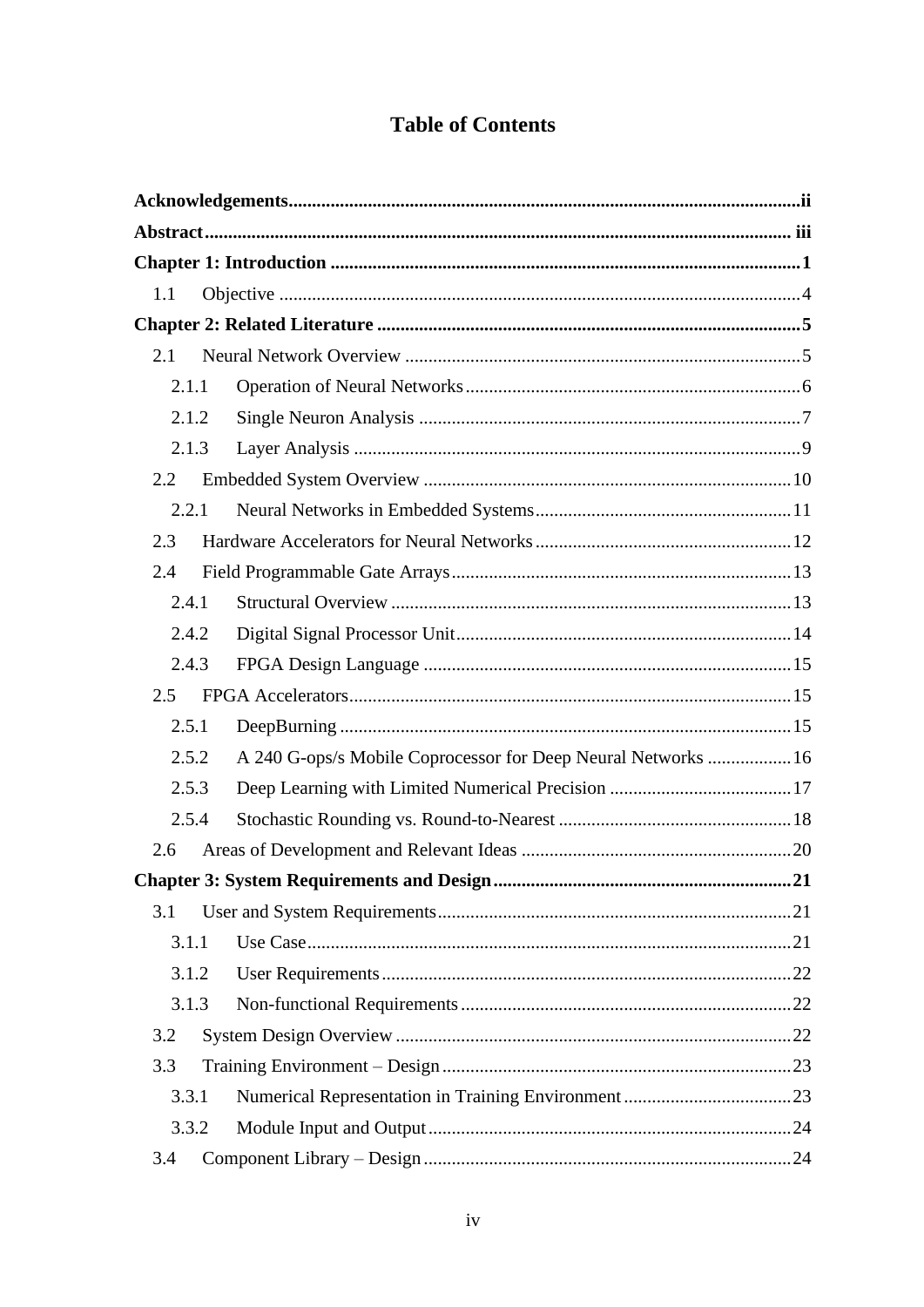# Table of Contents

**Acknowledgements** .......... ii

**Abstract** .......... iii

**Chapter 1: Introduction** .......... 1

- 1.1 Objective .......... 4

**Chapter 2: Related Literature** .......... 5

- 2.1 Neural Network Overview .......... 5
  - 2.1.1 Operation of Neural Networks .......... 6
  - 2.1.2 Single Neuron Analysis .......... 7
  - 2.1.3 Layer Analysis .......... 9
- 2.2 Embedded System Overview .......... 10
  - 2.2.1 Neural Networks in Embedded Systems .......... 11
- 2.3 Hardware Accelerators for Neural Networks .......... 12
- 2.4 Field Programmable Gate Arrays .......... 13
  - 2.4.1 Structural Overview .......... 13
  - 2.4.2 Digital Signal Processor Unit .......... 14
  - 2.4.3 FPGA Design Language .......... 15
- 2.5 FPGA Accelerators .......... 15
  - 2.5.1 DeepBurning .......... 15
  - 2.5.2 A 240 G-ops/s Mobile Coprocessor for Deep Neural Networks .......... 16
  - 2.5.3 Deep Learning with Limited Numerical Precision .......... 17
  - 2.5.4 Stochastic Rounding vs. Round-to-Nearest .......... 18
- 2.6 Areas of Development and Relevant Ideas .......... 20

**Chapter 3: System Requirements and Design** .......... 21

- 3.1 User and System Requirements .......... 21
  - 3.1.1 Use Case .......... 21
  - 3.1.2 User Requirements .......... 22
  - 3.1.3 Non-functional Requirements .......... 22
- 3.2 System Design Overview .......... 22
- 3.3 Training Environment – Design .......... 23
  - 3.3.1 Numerical Representation in Training Environment .......... 23
  - 3.3.2 Module Input and Output .......... 24
- 3.4 Component Library – Design .......... 24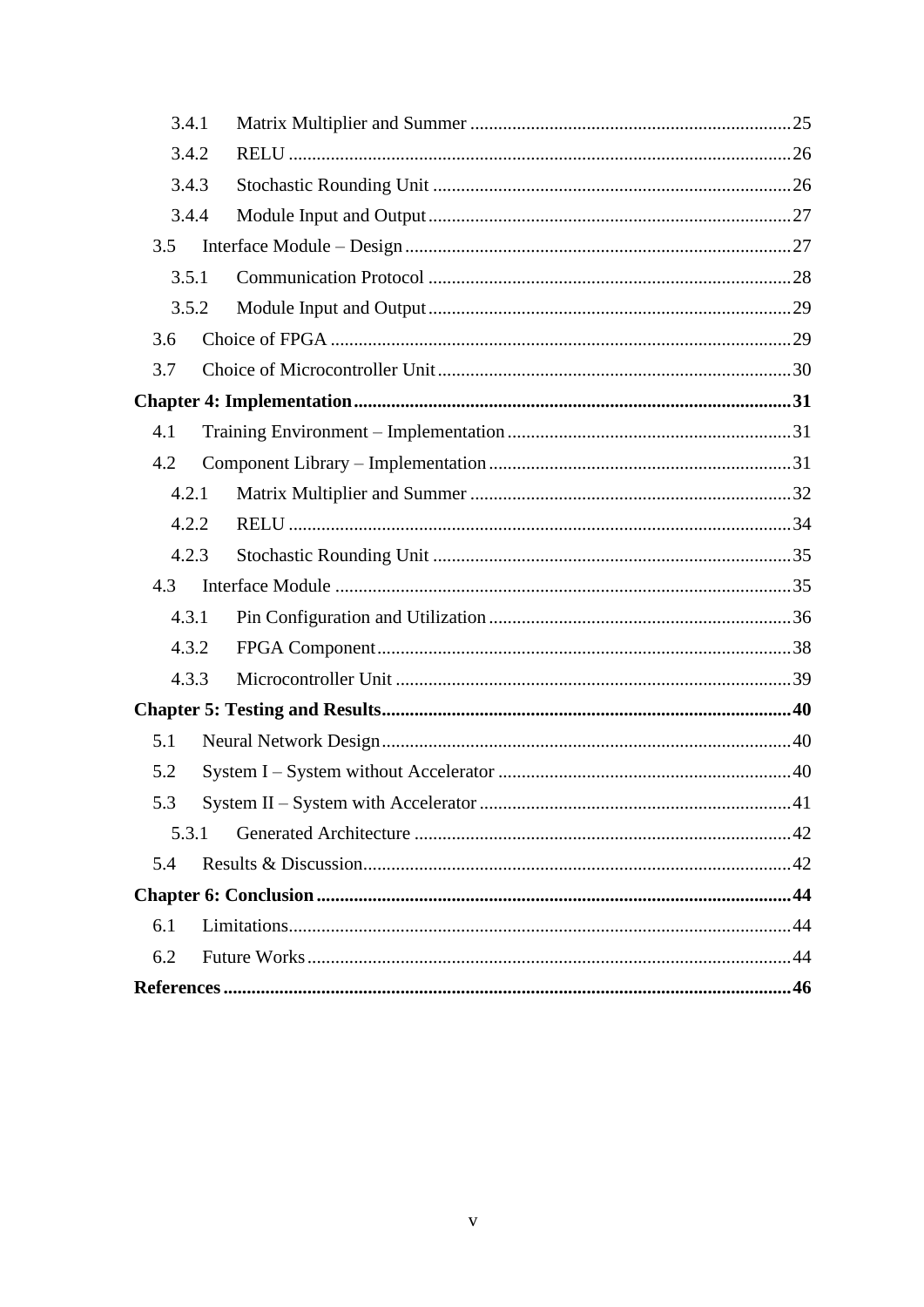- 3.4.1 Matrix Multiplier and Summer ..... 25
- 3.4.2 RELU ..... 26
- 3.4.3 Stochastic Rounding Unit ..... 26
- 3.4.4 Module Input and Output ..... 27
- 3.5 Interface Module – Design ..... 27
  - 3.5.1 Communication Protocol ..... 28
  - 3.5.2 Module Input and Output ..... 29
- 3.6 Choice of FPGA ..... 29
- 3.7 Choice of Microcontroller Unit ..... 30

**Chapter 4: Implementation ..... 31**

- 4.1 Training Environment – Implementation ..... 31
- 4.2 Component Library – Implementation ..... 31
  - 4.2.1 Matrix Multiplier and Summer ..... 32
  - 4.2.2 RELU ..... 34
  - 4.2.3 Stochastic Rounding Unit ..... 35
- 4.3 Interface Module ..... 35
  - 4.3.1 Pin Configuration and Utilization ..... 36
  - 4.3.2 FPGA Component ..... 38
  - 4.3.3 Microcontroller Unit ..... 39

**Chapter 5: Testing and Results ..... 40**

- 5.1 Neural Network Design ..... 40
- 5.2 System I – System without Accelerator ..... 40
- 5.3 System II – System with Accelerator ..... 41
  - 5.3.1 Generated Architecture ..... 42
- 5.4 Results & Discussion ..... 42

**Chapter 6: Conclusion ..... 44**

- 6.1 Limitations ..... 44
- 6.2 Future Works ..... 44

**References ..... 46**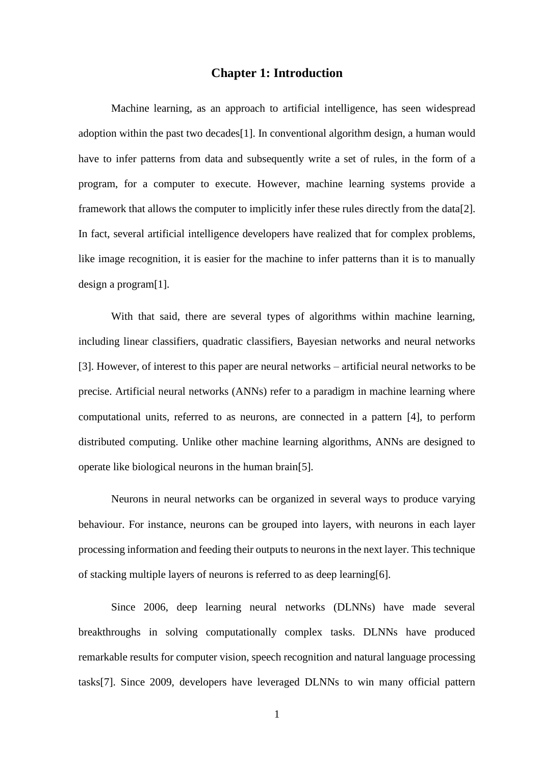# Chapter 1: Introduction

Machine learning, as an approach to artificial intelligence, has seen widespread adoption within the past two decades[1]. In conventional algorithm design, a human would have to infer patterns from data and subsequently write a set of rules, in the form of a program, for a computer to execute. However, machine learning systems provide a framework that allows the computer to implicitly infer these rules directly from the data[2]. In fact, several artificial intelligence developers have realized that for complex problems, like image recognition, it is easier for the machine to infer patterns than it is to manually design a program[1].

With that said, there are several types of algorithms within machine learning, including linear classifiers, quadratic classifiers, Bayesian networks and neural networks [3]. However, of interest to this paper are neural networks – artificial neural networks to be precise. Artificial neural networks (ANNs) refer to a paradigm in machine learning where computational units, referred to as neurons, are connected in a pattern [4], to perform distributed computing. Unlike other machine learning algorithms, ANNs are designed to operate like biological neurons in the human brain[5].

Neurons in neural networks can be organized in several ways to produce varying behaviour. For instance, neurons can be grouped into layers, with neurons in each layer processing information and feeding their outputs to neurons in the next layer. This technique of stacking multiple layers of neurons is referred to as deep learning[6].

Since 2006, deep learning neural networks (DLNNs) have made several breakthroughs in solving computationally complex tasks. DLNNs have produced remarkable results for computer vision, speech recognition and natural language processing tasks[7]. Since 2009, developers have leveraged DLNNs to win many official pattern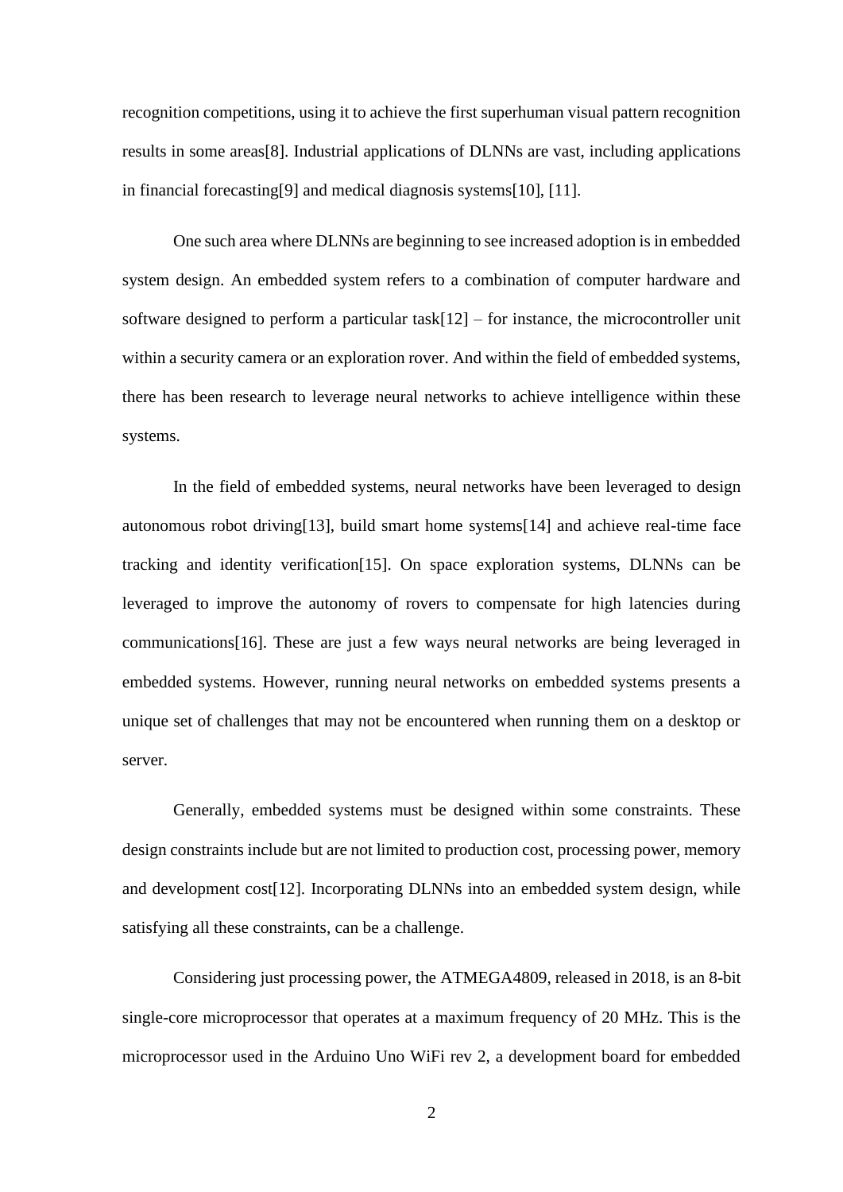recognition competitions, using it to achieve the first superhuman visual pattern recognition results in some areas[8]. Industrial applications of DLNNs are vast, including applications in financial forecasting[9] and medical diagnosis systems[10], [11].

One such area where DLNNs are beginning to see increased adoption is in embedded system design. An embedded system refers to a combination of computer hardware and software designed to perform a particular task[12] – for instance, the microcontroller unit within a security camera or an exploration rover. And within the field of embedded systems, there has been research to leverage neural networks to achieve intelligence within these systems.

In the field of embedded systems, neural networks have been leveraged to design autonomous robot driving[13], build smart home systems[14] and achieve real-time face tracking and identity verification[15]. On space exploration systems, DLNNs can be leveraged to improve the autonomy of rovers to compensate for high latencies during communications[16]. These are just a few ways neural networks are being leveraged in embedded systems. However, running neural networks on embedded systems presents a unique set of challenges that may not be encountered when running them on a desktop or server.

Generally, embedded systems must be designed within some constraints. These design constraints include but are not limited to production cost, processing power, memory and development cost[12]. Incorporating DLNNs into an embedded system design, while satisfying all these constraints, can be a challenge.

Considering just processing power, the ATMEGA4809, released in 2018, is an 8-bit single-core microprocessor that operates at a maximum frequency of 20 MHz. This is the microprocessor used in the Arduino Uno WiFi rev 2, a development board for embedded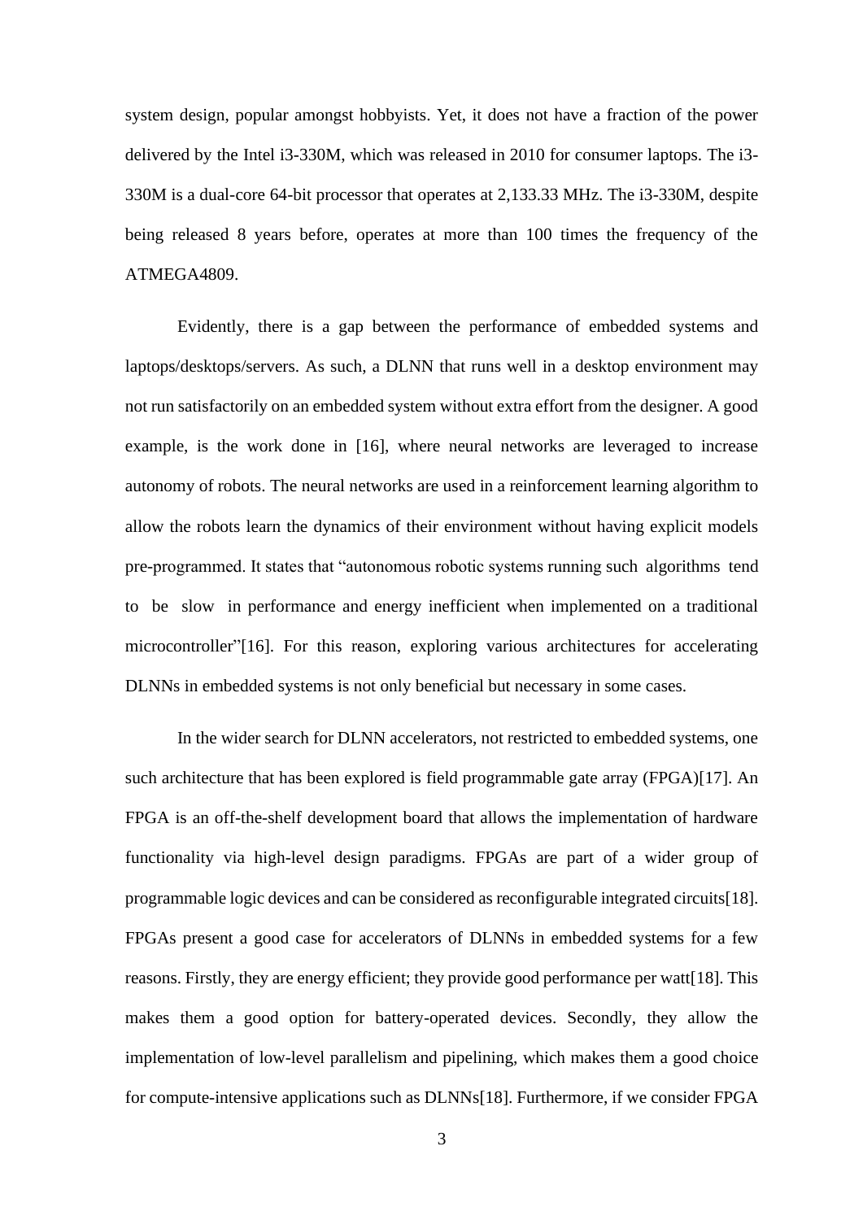system design, popular amongst hobbyists. Yet, it does not have a fraction of the power delivered by the Intel i3-330M, which was released in 2010 for consumer laptops. The i3-330M is a dual-core 64-bit processor that operates at 2,133.33 MHz. The i3-330M, despite being released 8 years before, operates at more than 100 times the frequency of the ATMEGA4809.

Evidently, there is a gap between the performance of embedded systems and laptops/desktops/servers. As such, a DLNN that runs well in a desktop environment may not run satisfactorily on an embedded system without extra effort from the designer. A good example, is the work done in [16], where neural networks are leveraged to increase autonomy of robots. The neural networks are used in a reinforcement learning algorithm to allow the robots learn the dynamics of their environment without having explicit models pre-programmed. It states that "autonomous robotic systems running such algorithms tend to be slow in performance and energy inefficient when implemented on a traditional microcontroller"[16]. For this reason, exploring various architectures for accelerating DLNNs in embedded systems is not only beneficial but necessary in some cases.

In the wider search for DLNN accelerators, not restricted to embedded systems, one such architecture that has been explored is field programmable gate array (FPGA)[17]. An FPGA is an off-the-shelf development board that allows the implementation of hardware functionality via high-level design paradigms. FPGAs are part of a wider group of programmable logic devices and can be considered as reconfigurable integrated circuits[18]. FPGAs present a good case for accelerators of DLNNs in embedded systems for a few reasons. Firstly, they are energy efficient; they provide good performance per watt[18]. This makes them a good option for battery-operated devices. Secondly, they allow the implementation of low-level parallelism and pipelining, which makes them a good choice for compute-intensive applications such as DLNNs[18]. Furthermore, if we consider FPGA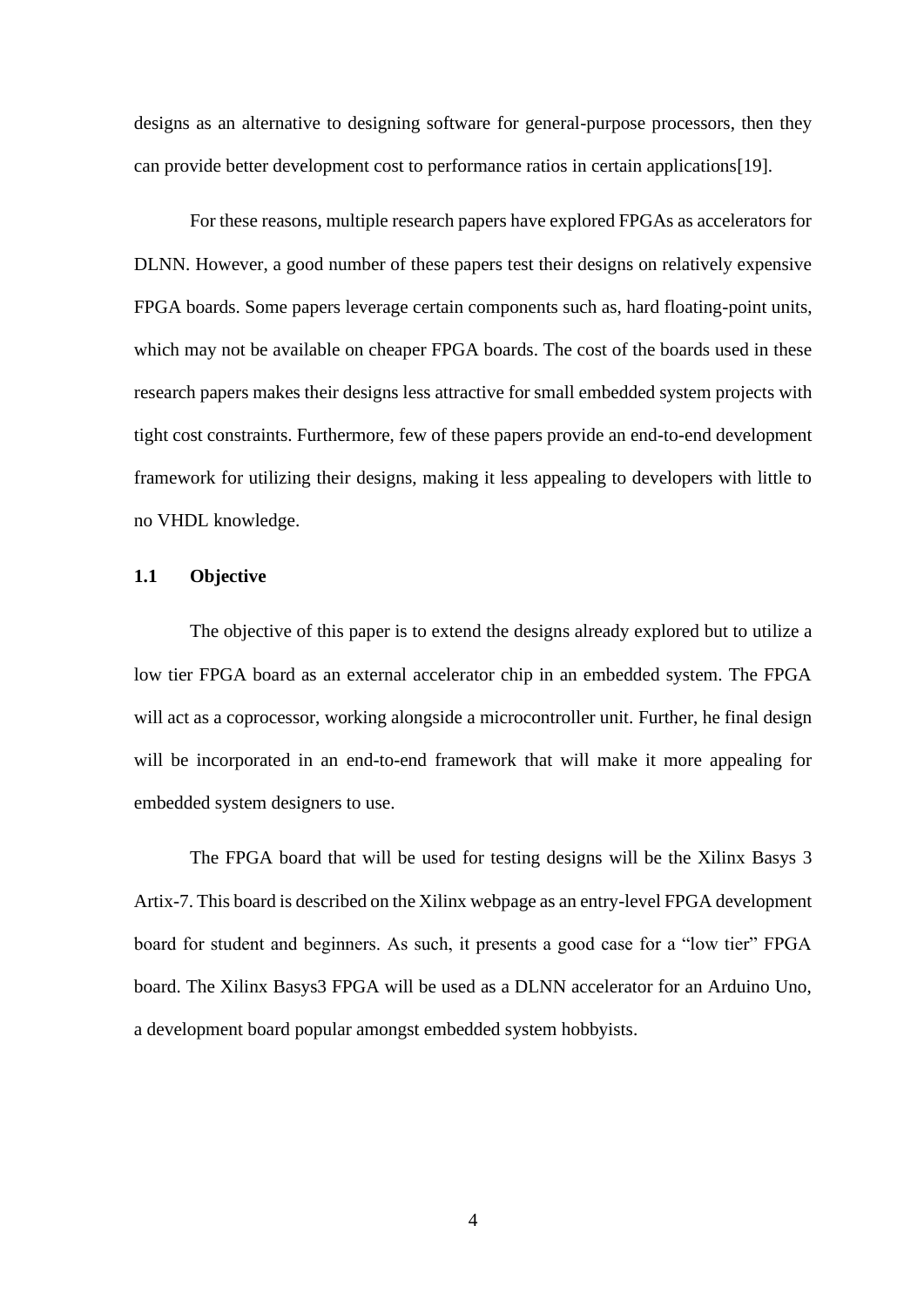designs as an alternative to designing software for general-purpose processors, then they can provide better development cost to performance ratios in certain applications[19].

For these reasons, multiple research papers have explored FPGAs as accelerators for DLNN. However, a good number of these papers test their designs on relatively expensive FPGA boards. Some papers leverage certain components such as, hard floating-point units, which may not be available on cheaper FPGA boards. The cost of the boards used in these research papers makes their designs less attractive for small embedded system projects with tight cost constraints. Furthermore, few of these papers provide an end-to-end development framework for utilizing their designs, making it less appealing to developers with little to no VHDL knowledge.

### 1.1 Objective

The objective of this paper is to extend the designs already explored but to utilize a low tier FPGA board as an external accelerator chip in an embedded system. The FPGA will act as a coprocessor, working alongside a microcontroller unit. Further, he final design will be incorporated in an end-to-end framework that will make it more appealing for embedded system designers to use.

The FPGA board that will be used for testing designs will be the Xilinx Basys 3 Artix-7. This board is described on the Xilinx webpage as an entry-level FPGA development board for student and beginners. As such, it presents a good case for a "low tier" FPGA board. The Xilinx Basys3 FPGA will be used as a DLNN accelerator for an Arduino Uno, a development board popular amongst embedded system hobbyists.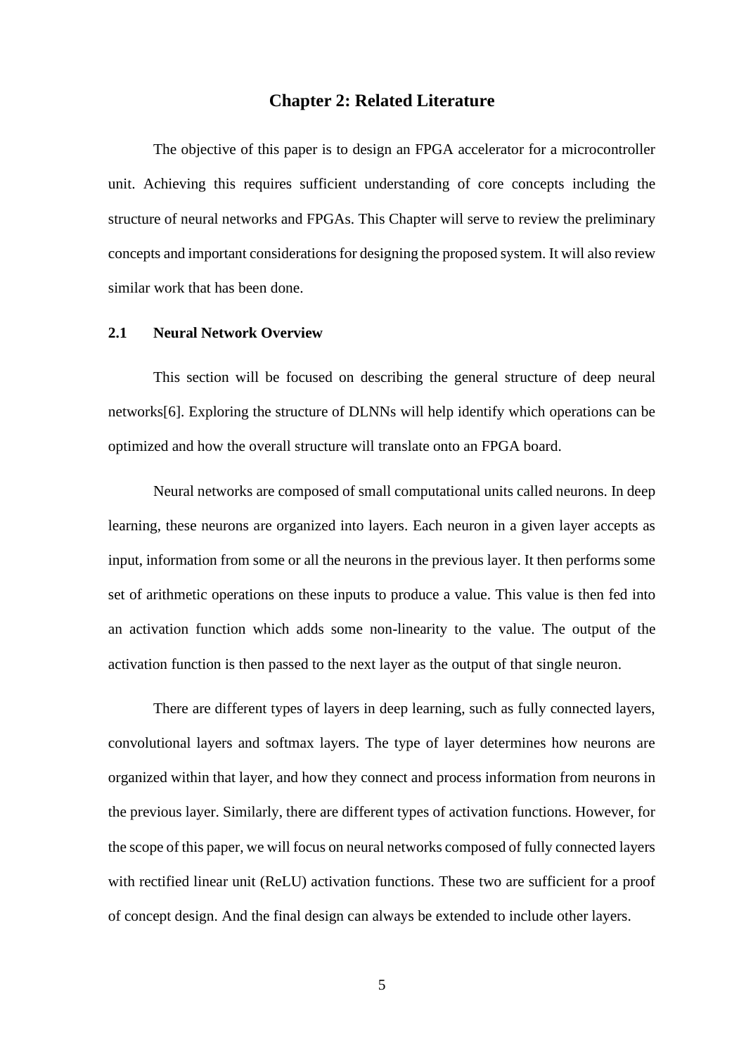# Chapter 2: Related Literature

The objective of this paper is to design an FPGA accelerator for a microcontroller unit. Achieving this requires sufficient understanding of core concepts including the structure of neural networks and FPGAs. This Chapter will serve to review the preliminary concepts and important considerations for designing the proposed system. It will also review similar work that has been done.

## 2.1 Neural Network Overview

This section will be focused on describing the general structure of deep neural networks[6]. Exploring the structure of DLNNs will help identify which operations can be optimized and how the overall structure will translate onto an FPGA board.

Neural networks are composed of small computational units called neurons. In deep learning, these neurons are organized into layers. Each neuron in a given layer accepts as input, information from some or all the neurons in the previous layer. It then performs some set of arithmetic operations on these inputs to produce a value. This value is then fed into an activation function which adds some non-linearity to the value. The output of the activation function is then passed to the next layer as the output of that single neuron.

There are different types of layers in deep learning, such as fully connected layers, convolutional layers and softmax layers. The type of layer determines how neurons are organized within that layer, and how they connect and process information from neurons in the previous layer. Similarly, there are different types of activation functions. However, for the scope of this paper, we will focus on neural networks composed of fully connected layers with rectified linear unit (ReLU) activation functions. These two are sufficient for a proof of concept design. And the final design can always be extended to include other layers.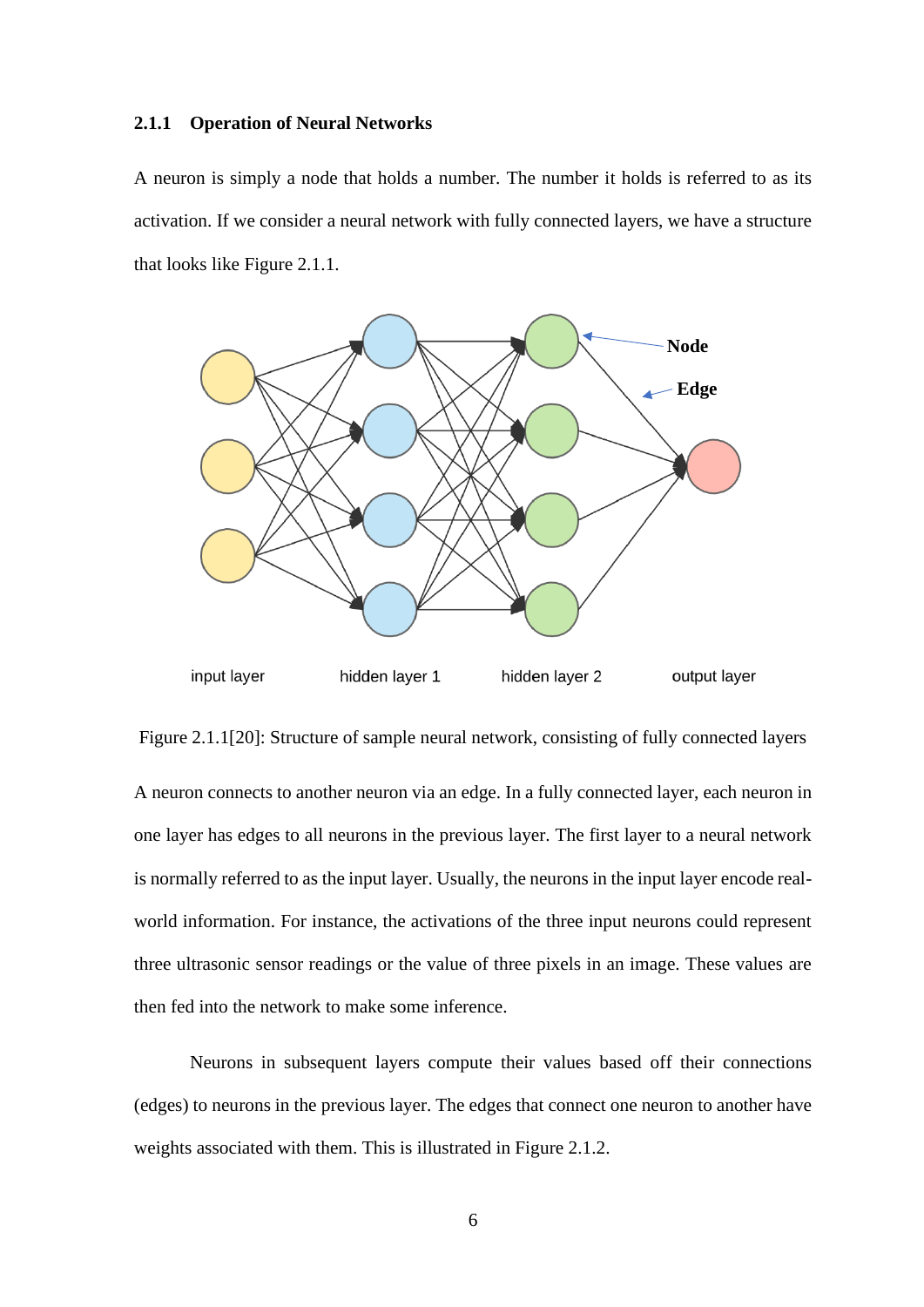### 2.1.1 Operation of Neural Networks

A neuron is simply a node that holds a number. The number it holds is referred to as its activation. If we consider a neural network with fully connected layers, we have a structure that looks like Figure 2.1.1.

Figure 2.1.1[20]: Structure of sample neural network, consisting of fully connected layers

A neuron connects to another neuron via an edge. In a fully connected layer, each neuron in one layer has edges to all neurons in the previous layer. The first layer to a neural network is normally referred to as the input layer. Usually, the neurons in the input layer encode real-world information. For instance, the activations of the three input neurons could represent three ultrasonic sensor readings or the value of three pixels in an image. These values are then fed into the network to make some inference.

Neurons in subsequent layers compute their values based off their connections (edges) to neurons in the previous layer. The edges that connect one neuron to another have weights associated with them. This is illustrated in Figure 2.1.2.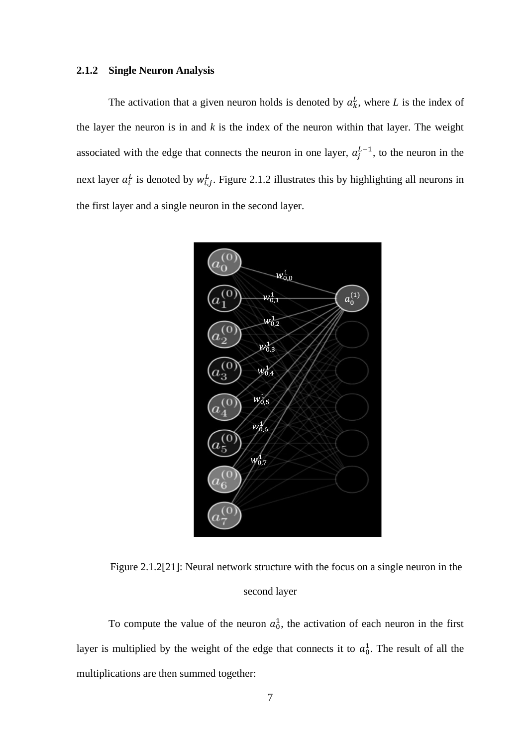### 2.1.2 Single Neuron Analysis

The activation that a given neuron holds is denoted by $a_k^L$, where *L* is the index of the layer the neuron is in and *k* is the index of the neuron within that layer. The weight associated with the edge that connects the neuron in one layer, $a_j^{L-1}$, to the neuron in the next layer $a_i^L$ is denoted by $w_{i,j}^L$. Figure 2.1.2 illustrates this by highlighting all neurons in the first layer and a single neuron in the second layer.

Figure 2.1.2[21]: Neural network structure with the focus on a single neuron in the second layer

To compute the value of the neuron $a_0^1$, the activation of each neuron in the first layer is multiplied by the weight of the edge that connects it to $a_0^1$. The result of all the multiplications are then summed together: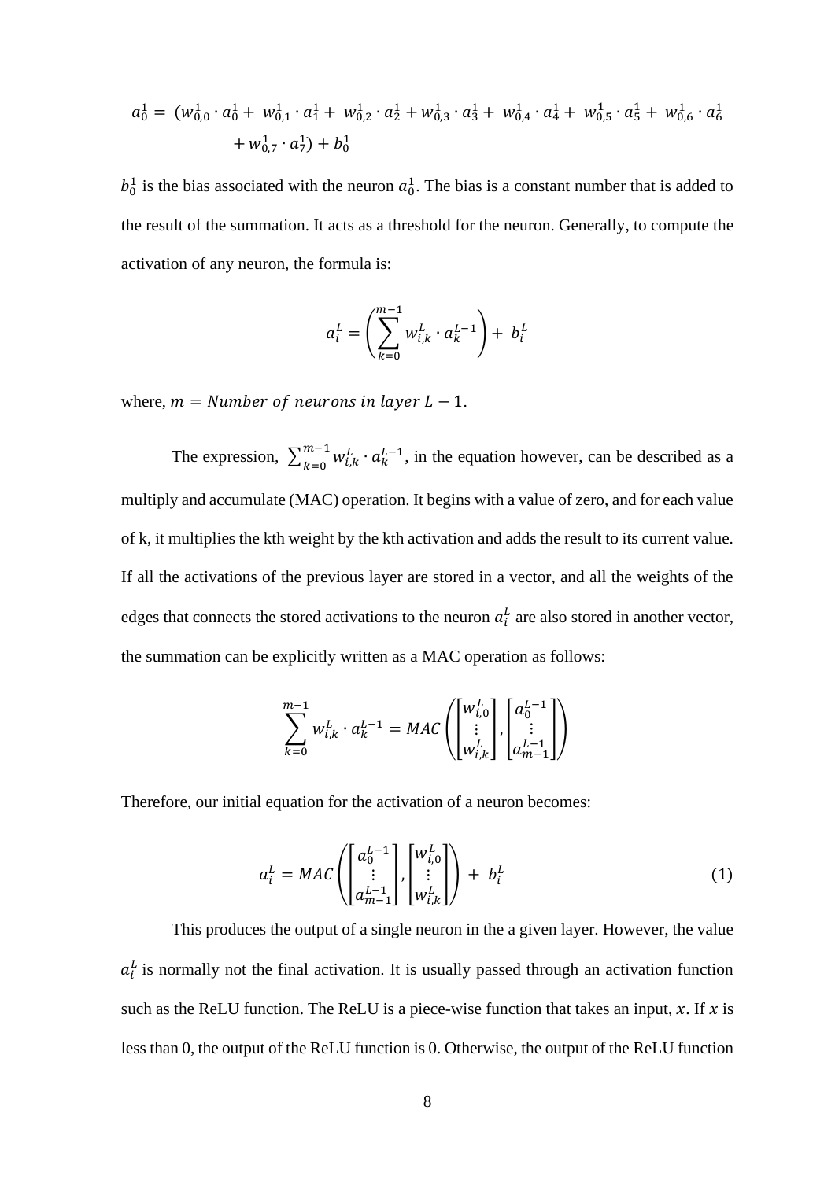$$a_0^1 = (w_{0,0}^1 \cdot a_0^1 + w_{0,1}^1 \cdot a_1^1 + w_{0,2}^1 \cdot a_2^1 + w_{0,3}^1 \cdot a_3^1 + w_{0,4}^1 \cdot a_4^1 + w_{0,5}^1 \cdot a_5^1 + w_{0,6}^1 \cdot a_6^1 + w_{0,7}^1 \cdot a_7^1) + b_0^1$$

$b_0^1$ is the bias associated with the neuron $a_0^1$. The bias is a constant number that is added to the result of the summation. It acts as a threshold for the neuron. Generally, to compute the activation of any neuron, the formula is:

$$a_i^L = \left( \sum_{k=0}^{m-1} w_{i,k}^L \cdot a_k^{L-1} \right) + b_i^L$$

where, $m = Number\ of\ neurons\ in\ layer\ L - 1$.

The expression, $\sum_{k=0}^{m-1} w_{i,k}^L \cdot a_k^{L-1}$, in the equation however, can be described as a multiply and accumulate (MAC) operation. It begins with a value of zero, and for each value of k, it multiplies the kth weight by the kth activation and adds the result to its current value. If all the activations of the previous layer are stored in a vector, and all the weights of the edges that connects the stored activations to the neuron $a_i^L$ are also stored in another vector, the summation can be explicitly written as a MAC operation as follows:

$$\sum_{k=0}^{m-1} w_{i,k}^L \cdot a_k^{L-1} = MAC\left( \begin{bmatrix} w_{i,0}^L \\ \vdots \\ w_{i,k}^L \end{bmatrix}, \begin{bmatrix} a_0^{L-1} \\ \vdots \\ a_{m-1}^{L-1} \end{bmatrix} \right)$$

Therefore, our initial equation for the activation of a neuron becomes:

$$a_i^L = MAC\left( \begin{bmatrix} a_0^{L-1} \\ \vdots \\ a_{m-1}^{L-1} \end{bmatrix}, \begin{bmatrix} w_{i,0}^L \\ \vdots \\ w_{i,k}^L \end{bmatrix} \right) + b_i^L \tag{1}$$

This produces the output of a single neuron in the a given layer. However, the value $a_i^L$ is normally not the final activation. It is usually passed through an activation function such as the ReLU function. The ReLU is a piece-wise function that takes an input, $x$. If $x$ is less than 0, the output of the ReLU function is 0. Otherwise, the output of the ReLU function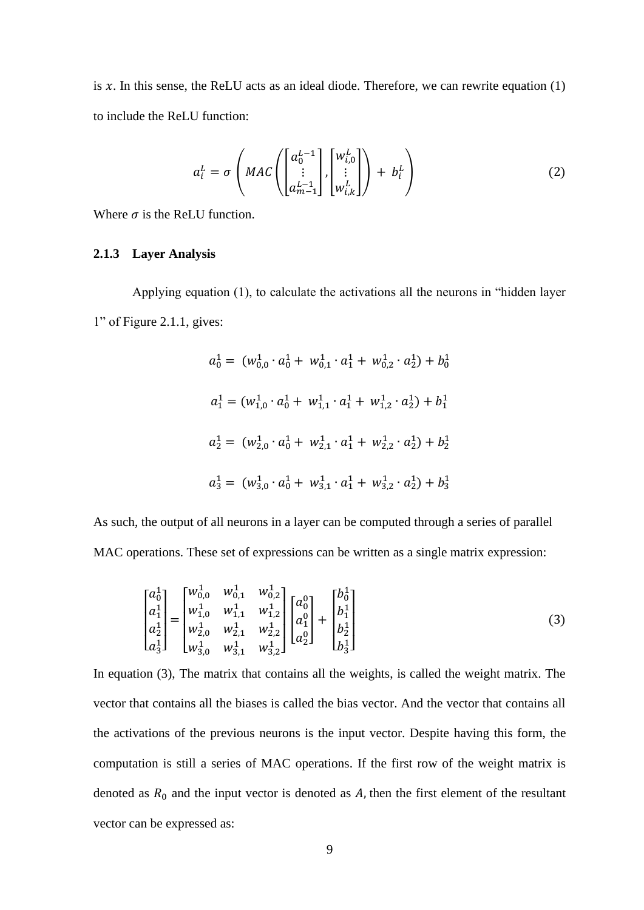is $x$. In this sense, the ReLU acts as an ideal diode. Therefore, we can rewrite equation (1) to include the ReLU function:

$$a_i^L = \sigma\left(MAC\left(\begin{bmatrix} a_0^{L-1} \\ \vdots \\ a_{m-1}^{L-1} \end{bmatrix}, \begin{bmatrix} w_{i,0}^L \\ \vdots \\ w_{i,k}^L \end{bmatrix}\right) + b_i^L\right) \tag{2}$$

Where $\sigma$ is the ReLU function.

### 2.1.3 Layer Analysis

Applying equation (1), to calculate the activations all the neurons in "hidden layer 1" of Figure 2.1.1, gives:

$$a_0^1 = (w_{0,0}^1 \cdot a_0^1 + w_{0,1}^1 \cdot a_1^1 + w_{0,2}^1 \cdot a_2^1) + b_0^1$$

$$a_1^1 = (w_{1,0}^1 \cdot a_0^1 + w_{1,1}^1 \cdot a_1^1 + w_{1,2}^1 \cdot a_2^1) + b_1^1$$

$$a_2^1 = (w_{2,0}^1 \cdot a_0^1 + w_{2,1}^1 \cdot a_1^1 + w_{2,2}^1 \cdot a_2^1) + b_2^1$$

$$a_3^1 = (w_{3,0}^1 \cdot a_0^1 + w_{3,1}^1 \cdot a_1^1 + w_{3,2}^1 \cdot a_2^1) + b_3^1$$

As such, the output of all neurons in a layer can be computed through a series of parallel MAC operations. These set of expressions can be written as a single matrix expression:

$$\begin{bmatrix} a_0^1 \\ a_1^1 \\ a_2^1 \\ a_3^1 \end{bmatrix} = \begin{bmatrix} w_{0,0}^1 & w_{0,1}^1 & w_{0,2}^1 \\ w_{1,0}^1 & w_{1,1}^1 & w_{1,2}^1 \\ w_{2,0}^1 & w_{2,1}^1 & w_{2,2}^1 \\ w_{3,0}^1 & w_{3,1}^1 & w_{3,2}^1 \end{bmatrix} \begin{bmatrix} a_0^0 \\ a_1^0 \\ a_2^0 \end{bmatrix} + \begin{bmatrix} b_0^1 \\ b_1^1 \\ b_2^1 \\ b_3^1 \end{bmatrix} \tag{3}$$

In equation (3), The matrix that contains all the weights, is called the weight matrix. The vector that contains all the biases is called the bias vector. And the vector that contains all the activations of the previous neurons is the input vector. Despite having this form, the computation is still a series of MAC operations. If the first row of the weight matrix is denoted as $R_0$ and the input vector is denoted as $A$, then the first element of the resultant vector can be expressed as: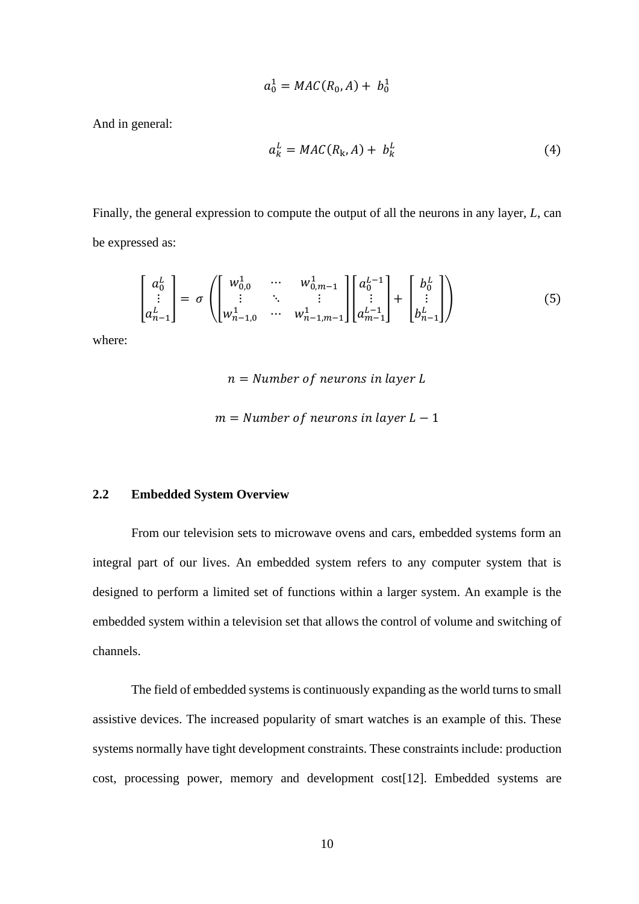$$a_0^1 = MAC(R_0, A) + \ b_0^1$$

And in general:

$$a_k^L = MAC(R_\text{k}, A) + \ b_k^L \tag{4}$$

Finally, the general expression to compute the output of all the neurons in any layer, $L$, can be expressed as:

$$\begin{bmatrix} a_0^L \\ \vdots \\ a_{n-1}^L \end{bmatrix} = \ \sigma \left( \begin{bmatrix} w_{0,0}^1 & \cdots & w_{0,m-1}^1 \\ \vdots & \ddots & \vdots \\ w_{n-1,0}^1 & \cdots & w_{n-1,m-1}^1 \end{bmatrix} \begin{bmatrix} a_0^{L-1} \\ \vdots \\ a_{m-1}^{L-1} \end{bmatrix} + \begin{bmatrix} b_0^L \\ \vdots \\ b_{n-1}^L \end{bmatrix} \right) \tag{5}$$

where:

$$n = Number\ of\ neurons\ in\ layer\ L$$

$$m = Number\ of\ neurons\ in\ layer\ L - 1$$

## 2.2 Embedded System Overview

From our television sets to microwave ovens and cars, embedded systems form an integral part of our lives. An embedded system refers to any computer system that is designed to perform a limited set of functions within a larger system. An example is the embedded system within a television set that allows the control of volume and switching of channels.

The field of embedded systems is continuously expanding as the world turns to small assistive devices. The increased popularity of smart watches is an example of this. These systems normally have tight development constraints. These constraints include: production cost, processing power, memory and development cost[12]. Embedded systems are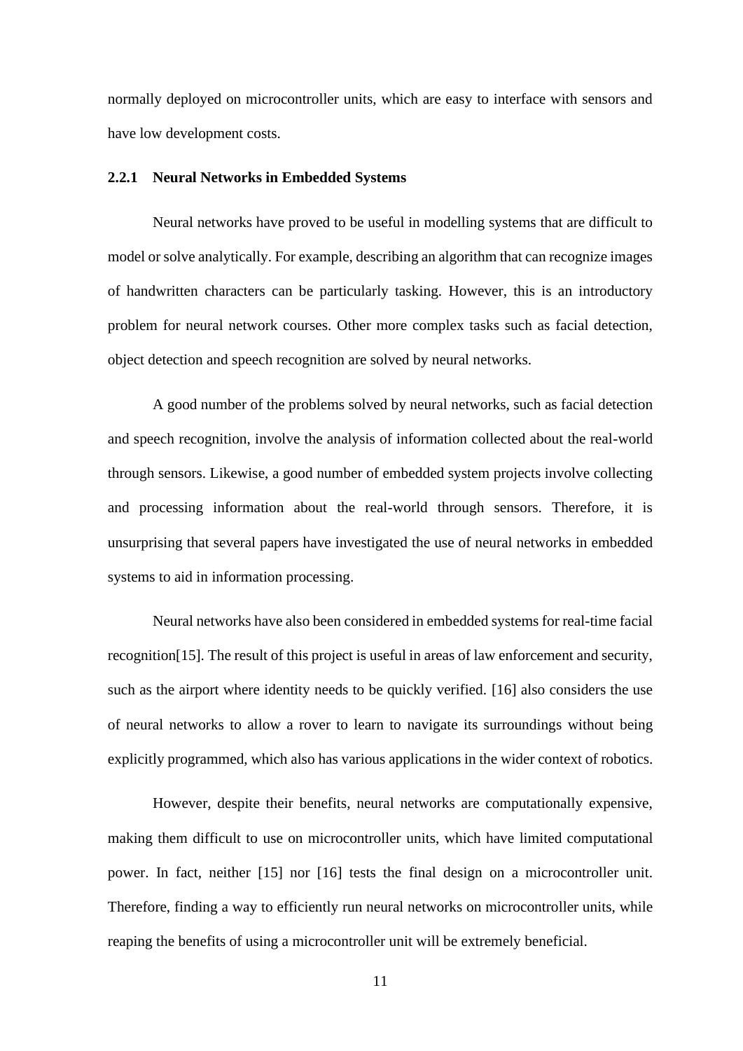normally deployed on microcontroller units, which are easy to interface with sensors and have low development costs.

### 2.2.1 Neural Networks in Embedded Systems

Neural networks have proved to be useful in modelling systems that are difficult to model or solve analytically. For example, describing an algorithm that can recognize images of handwritten characters can be particularly tasking. However, this is an introductory problem for neural network courses. Other more complex tasks such as facial detection, object detection and speech recognition are solved by neural networks.

A good number of the problems solved by neural networks, such as facial detection and speech recognition, involve the analysis of information collected about the real-world through sensors. Likewise, a good number of embedded system projects involve collecting and processing information about the real-world through sensors. Therefore, it is unsurprising that several papers have investigated the use of neural networks in embedded systems to aid in information processing.

Neural networks have also been considered in embedded systems for real-time facial recognition[15]. The result of this project is useful in areas of law enforcement and security, such as the airport where identity needs to be quickly verified. [16] also considers the use of neural networks to allow a rover to learn to navigate its surroundings without being explicitly programmed, which also has various applications in the wider context of robotics.

However, despite their benefits, neural networks are computationally expensive, making them difficult to use on microcontroller units, which have limited computational power. In fact, neither [15] nor [16] tests the final design on a microcontroller unit. Therefore, finding a way to efficiently run neural networks on microcontroller units, while reaping the benefits of using a microcontroller unit will be extremely beneficial.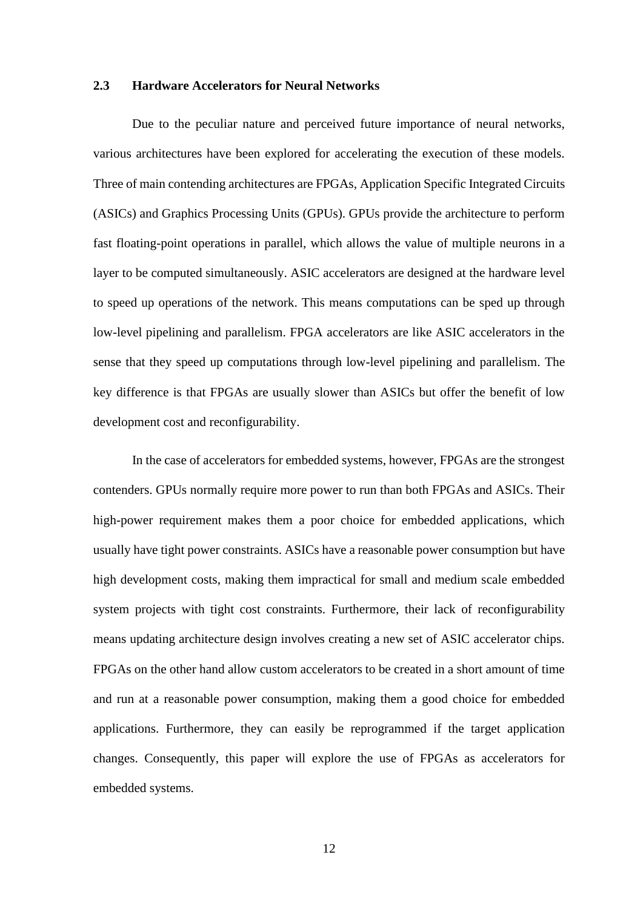### 2.3 Hardware Accelerators for Neural Networks

Due to the peculiar nature and perceived future importance of neural networks, various architectures have been explored for accelerating the execution of these models. Three of main contending architectures are FPGAs, Application Specific Integrated Circuits (ASICs) and Graphics Processing Units (GPUs). GPUs provide the architecture to perform fast floating-point operations in parallel, which allows the value of multiple neurons in a layer to be computed simultaneously. ASIC accelerators are designed at the hardware level to speed up operations of the network. This means computations can be sped up through low-level pipelining and parallelism. FPGA accelerators are like ASIC accelerators in the sense that they speed up computations through low-level pipelining and parallelism. The key difference is that FPGAs are usually slower than ASICs but offer the benefit of low development cost and reconfigurability.

In the case of accelerators for embedded systems, however, FPGAs are the strongest contenders. GPUs normally require more power to run than both FPGAs and ASICs. Their high-power requirement makes them a poor choice for embedded applications, which usually have tight power constraints. ASICs have a reasonable power consumption but have high development costs, making them impractical for small and medium scale embedded system projects with tight cost constraints. Furthermore, their lack of reconfigurability means updating architecture design involves creating a new set of ASIC accelerator chips. FPGAs on the other hand allow custom accelerators to be created in a short amount of time and run at a reasonable power consumption, making them a good choice for embedded applications. Furthermore, they can easily be reprogrammed if the target application changes. Consequently, this paper will explore the use of FPGAs as accelerators for embedded systems.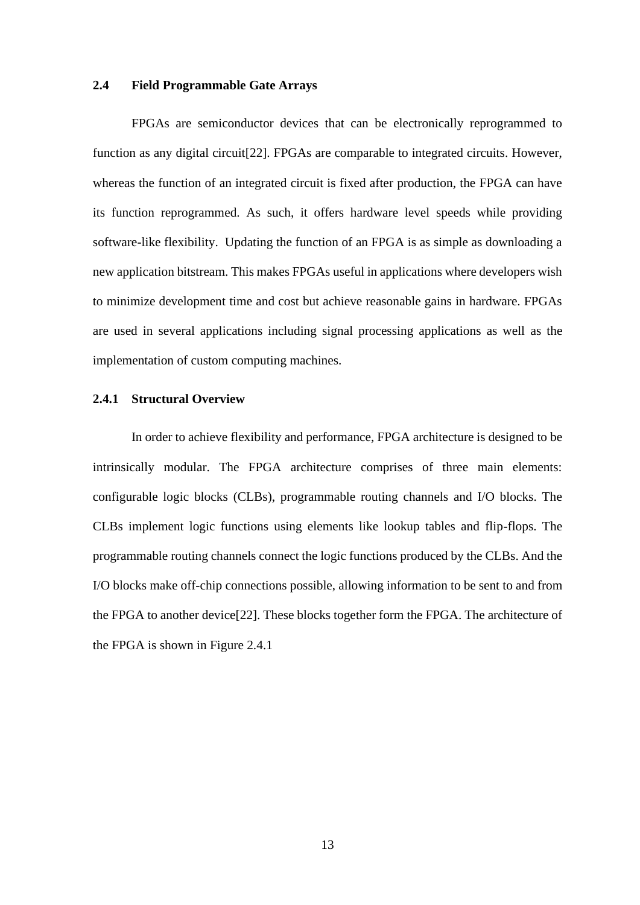## 2.4 Field Programmable Gate Arrays

FPGAs are semiconductor devices that can be electronically reprogrammed to function as any digital circuit[22]. FPGAs are comparable to integrated circuits. However, whereas the function of an integrated circuit is fixed after production, the FPGA can have its function reprogrammed. As such, it offers hardware level speeds while providing software-like flexibility. Updating the function of an FPGA is as simple as downloading a new application bitstream. This makes FPGAs useful in applications where developers wish to minimize development time and cost but achieve reasonable gains in hardware. FPGAs are used in several applications including signal processing applications as well as the implementation of custom computing machines.

### 2.4.1 Structural Overview

In order to achieve flexibility and performance, FPGA architecture is designed to be intrinsically modular. The FPGA architecture comprises of three main elements: configurable logic blocks (CLBs), programmable routing channels and I/O blocks. The CLBs implement logic functions using elements like lookup tables and flip-flops. The programmable routing channels connect the logic functions produced by the CLBs. And the I/O blocks make off-chip connections possible, allowing information to be sent to and from the FPGA to another device[22]. These blocks together form the FPGA. The architecture of the FPGA is shown in Figure 2.4.1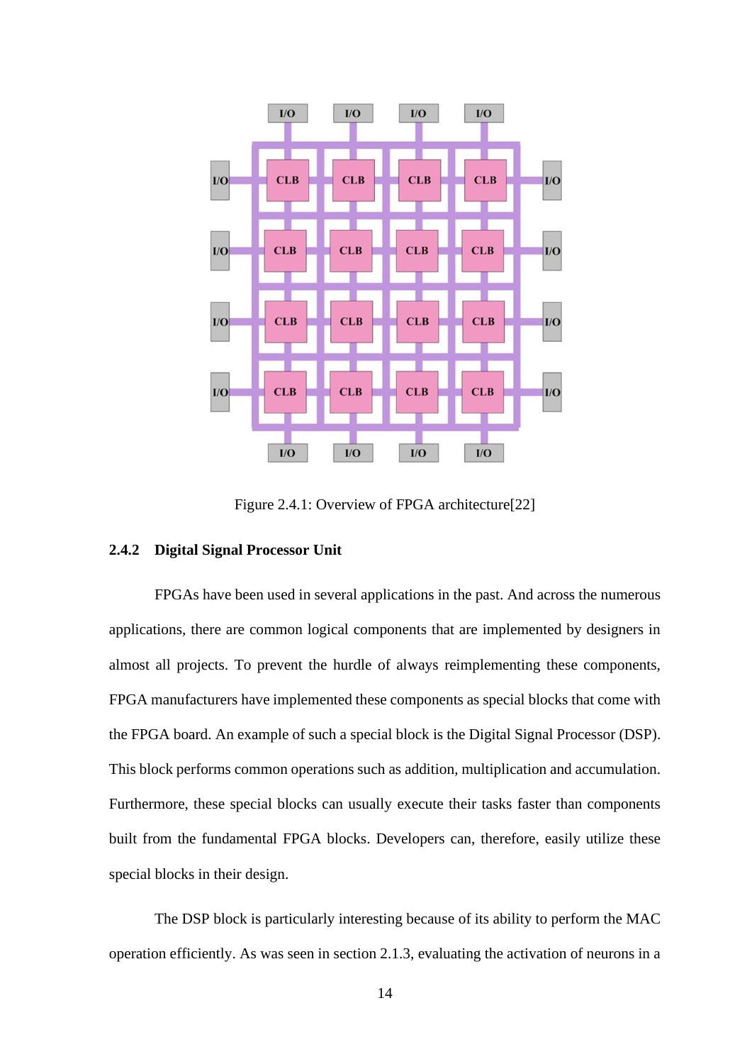Figure 2.4.1: Overview of FPGA architecture[22]

### 2.4.2 Digital Signal Processor Unit

FPGAs have been used in several applications in the past. And across the numerous applications, there are common logical components that are implemented by designers in almost all projects. To prevent the hurdle of always reimplementing these components, FPGA manufacturers have implemented these components as special blocks that come with the FPGA board. An example of such a special block is the Digital Signal Processor (DSP). This block performs common operations such as addition, multiplication and accumulation. Furthermore, these special blocks can usually execute their tasks faster than components built from the fundamental FPGA blocks. Developers can, therefore, easily utilize these special blocks in their design.

The DSP block is particularly interesting because of its ability to perform the MAC operation efficiently. As was seen in section 2.1.3, evaluating the activation of neurons in a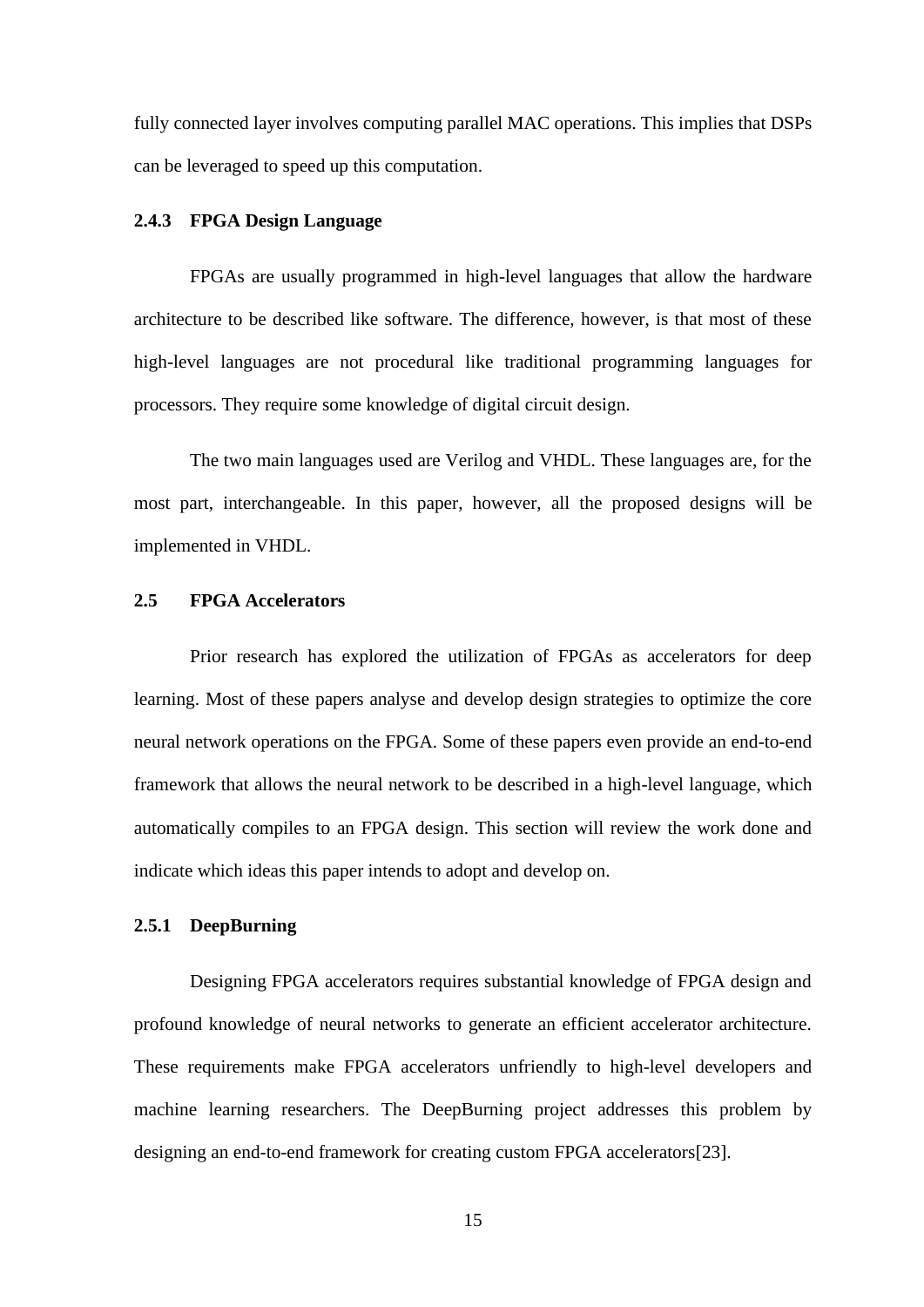fully connected layer involves computing parallel MAC operations. This implies that DSPs can be leveraged to speed up this computation.

### 2.4.3 FPGA Design Language

FPGAs are usually programmed in high-level languages that allow the hardware architecture to be described like software. The difference, however, is that most of these high-level languages are not procedural like traditional programming languages for processors. They require some knowledge of digital circuit design.

The two main languages used are Verilog and VHDL. These languages are, for the most part, interchangeable. In this paper, however, all the proposed designs will be implemented in VHDL.

## 2.5 FPGA Accelerators

Prior research has explored the utilization of FPGAs as accelerators for deep learning. Most of these papers analyse and develop design strategies to optimize the core neural network operations on the FPGA. Some of these papers even provide an end-to-end framework that allows the neural network to be described in a high-level language, which automatically compiles to an FPGA design. This section will review the work done and indicate which ideas this paper intends to adopt and develop on.

### 2.5.1 DeepBurning

Designing FPGA accelerators requires substantial knowledge of FPGA design and profound knowledge of neural networks to generate an efficient accelerator architecture. These requirements make FPGA accelerators unfriendly to high-level developers and machine learning researchers. The DeepBurning project addresses this problem by designing an end-to-end framework for creating custom FPGA accelerators[23].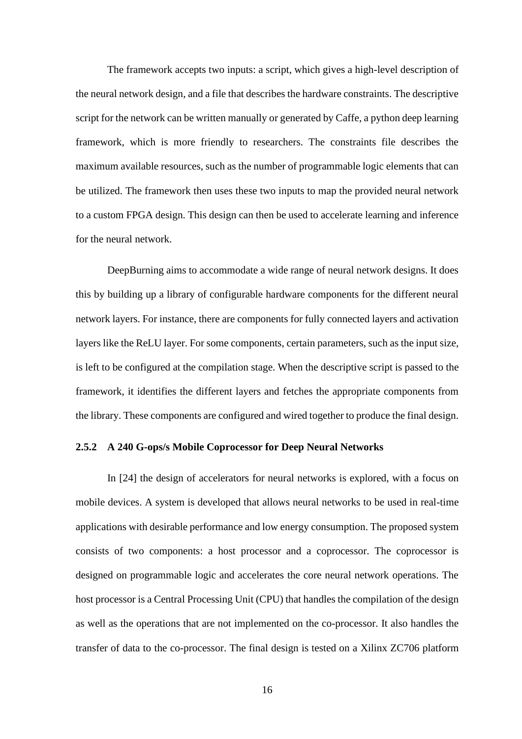The framework accepts two inputs: a script, which gives a high-level description of the neural network design, and a file that describes the hardware constraints. The descriptive script for the network can be written manually or generated by Caffe, a python deep learning framework, which is more friendly to researchers. The constraints file describes the maximum available resources, such as the number of programmable logic elements that can be utilized. The framework then uses these two inputs to map the provided neural network to a custom FPGA design. This design can then be used to accelerate learning and inference for the neural network.

DeepBurning aims to accommodate a wide range of neural network designs. It does this by building up a library of configurable hardware components for the different neural network layers. For instance, there are components for fully connected layers and activation layers like the ReLU layer. For some components, certain parameters, such as the input size, is left to be configured at the compilation stage. When the descriptive script is passed to the framework, it identifies the different layers and fetches the appropriate components from the library. These components are configured and wired together to produce the final design.

### 2.5.2 A 240 G-ops/s Mobile Coprocessor for Deep Neural Networks

In [24] the design of accelerators for neural networks is explored, with a focus on mobile devices. A system is developed that allows neural networks to be used in real-time applications with desirable performance and low energy consumption. The proposed system consists of two components: a host processor and a coprocessor. The coprocessor is designed on programmable logic and accelerates the core neural network operations. The host processor is a Central Processing Unit (CPU) that handles the compilation of the design as well as the operations that are not implemented on the co-processor. It also handles the transfer of data to the co-processor. The final design is tested on a Xilinx ZC706 platform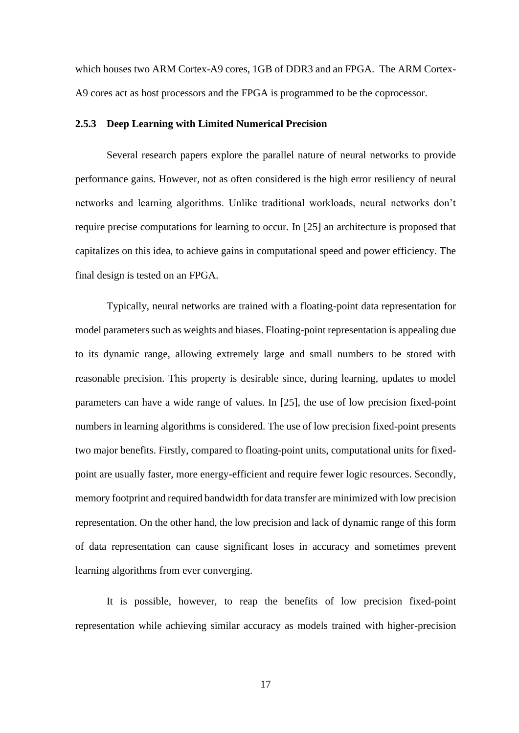which houses two ARM Cortex-A9 cores, 1GB of DDR3 and an FPGA. The ARM Cortex-A9 cores act as host processors and the FPGA is programmed to be the coprocessor.

### 2.5.3 Deep Learning with Limited Numerical Precision

Several research papers explore the parallel nature of neural networks to provide performance gains. However, not as often considered is the high error resiliency of neural networks and learning algorithms. Unlike traditional workloads, neural networks don't require precise computations for learning to occur. In [25] an architecture is proposed that capitalizes on this idea, to achieve gains in computational speed and power efficiency. The final design is tested on an FPGA.

Typically, neural networks are trained with a floating-point data representation for model parameters such as weights and biases. Floating-point representation is appealing due to its dynamic range, allowing extremely large and small numbers to be stored with reasonable precision. This property is desirable since, during learning, updates to model parameters can have a wide range of values. In [25], the use of low precision fixed-point numbers in learning algorithms is considered. The use of low precision fixed-point presents two major benefits. Firstly, compared to floating-point units, computational units for fixed-point are usually faster, more energy-efficient and require fewer logic resources. Secondly, memory footprint and required bandwidth for data transfer are minimized with low precision representation. On the other hand, the low precision and lack of dynamic range of this form of data representation can cause significant loses in accuracy and sometimes prevent learning algorithms from ever converging.

It is possible, however, to reap the benefits of low precision fixed-point representation while achieving similar accuracy as models trained with higher-precision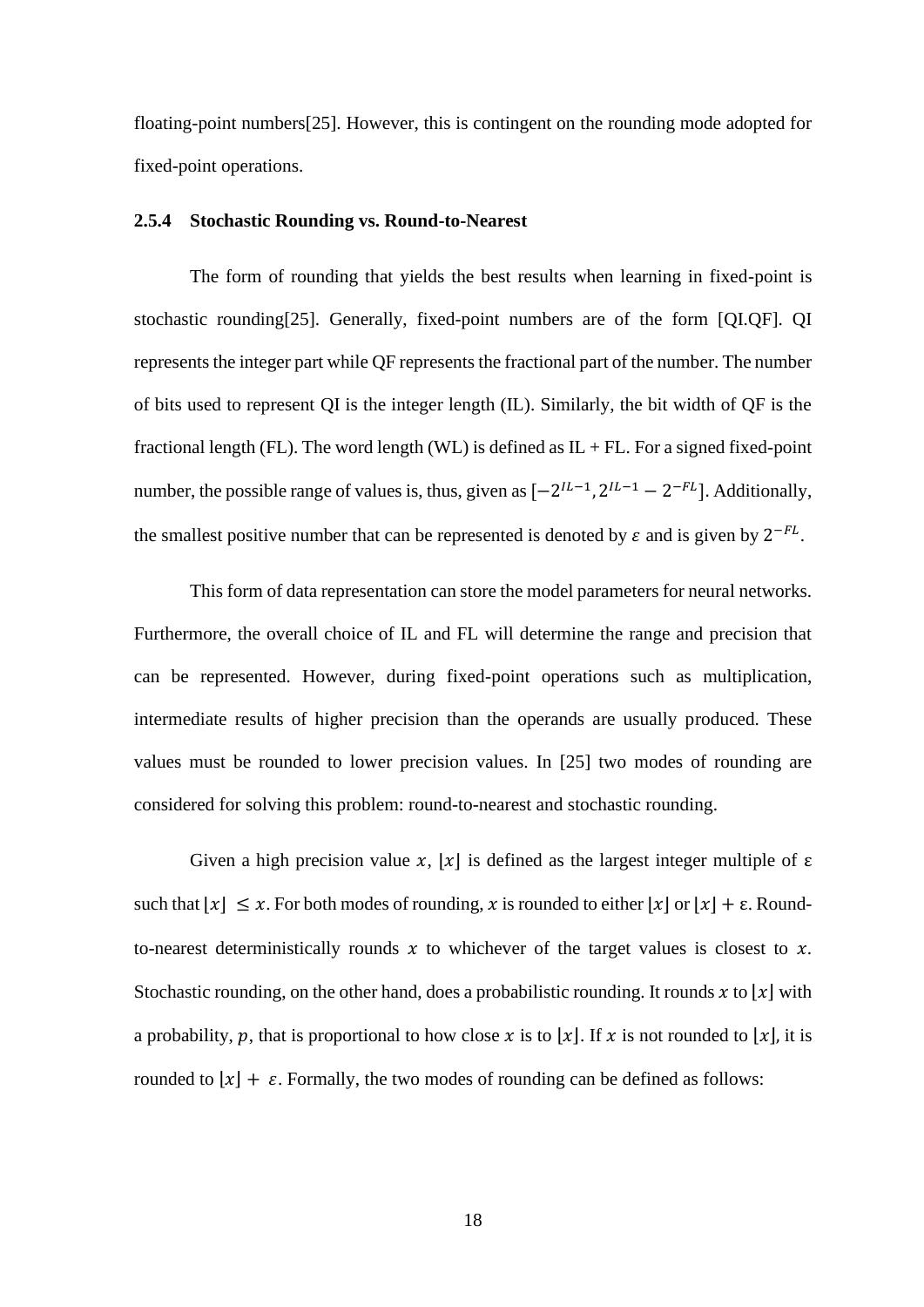floating-point numbers[25]. However, this is contingent on the rounding mode adopted for fixed-point operations.

### 2.5.4 Stochastic Rounding vs. Round-to-Nearest

The form of rounding that yields the best results when learning in fixed-point is stochastic rounding[25]. Generally, fixed-point numbers are of the form [QI.QF]. QI represents the integer part while QF represents the fractional part of the number. The number of bits used to represent QI is the integer length (IL). Similarly, the bit width of QF is the fractional length (FL). The word length (WL) is defined as IL + FL. For a signed fixed-point number, the possible range of values is, thus, given as $[-2^{IL-1}, 2^{IL-1} - 2^{-FL}]$. Additionally, the smallest positive number that can be represented is denoted by $\varepsilon$ and is given by $2^{-FL}$.

This form of data representation can store the model parameters for neural networks. Furthermore, the overall choice of IL and FL will determine the range and precision that can be represented. However, during fixed-point operations such as multiplication, intermediate results of higher precision than the operands are usually produced. These values must be rounded to lower precision values. In [25] two modes of rounding are considered for solving this problem: round-to-nearest and stochastic rounding.

Given a high precision value $x$, $\lfloor x \rfloor$ is defined as the largest integer multiple of ε such that $\lfloor x \rfloor \leq x$. For both modes of rounding, $x$ is rounded to either $\lfloor x \rfloor$ or $\lfloor x \rfloor + \varepsilon$. Round-to-nearest deterministically rounds $x$ to whichever of the target values is closest to $x$. Stochastic rounding, on the other hand, does a probabilistic rounding. It rounds $x$ to $\lfloor x \rfloor$ with a probability, $p$, that is proportional to how close $x$ is to $\lfloor x \rfloor$. If $x$ is not rounded to $\lfloor x \rfloor$, it is rounded to $\lfloor x \rfloor + \varepsilon$. Formally, the two modes of rounding can be defined as follows: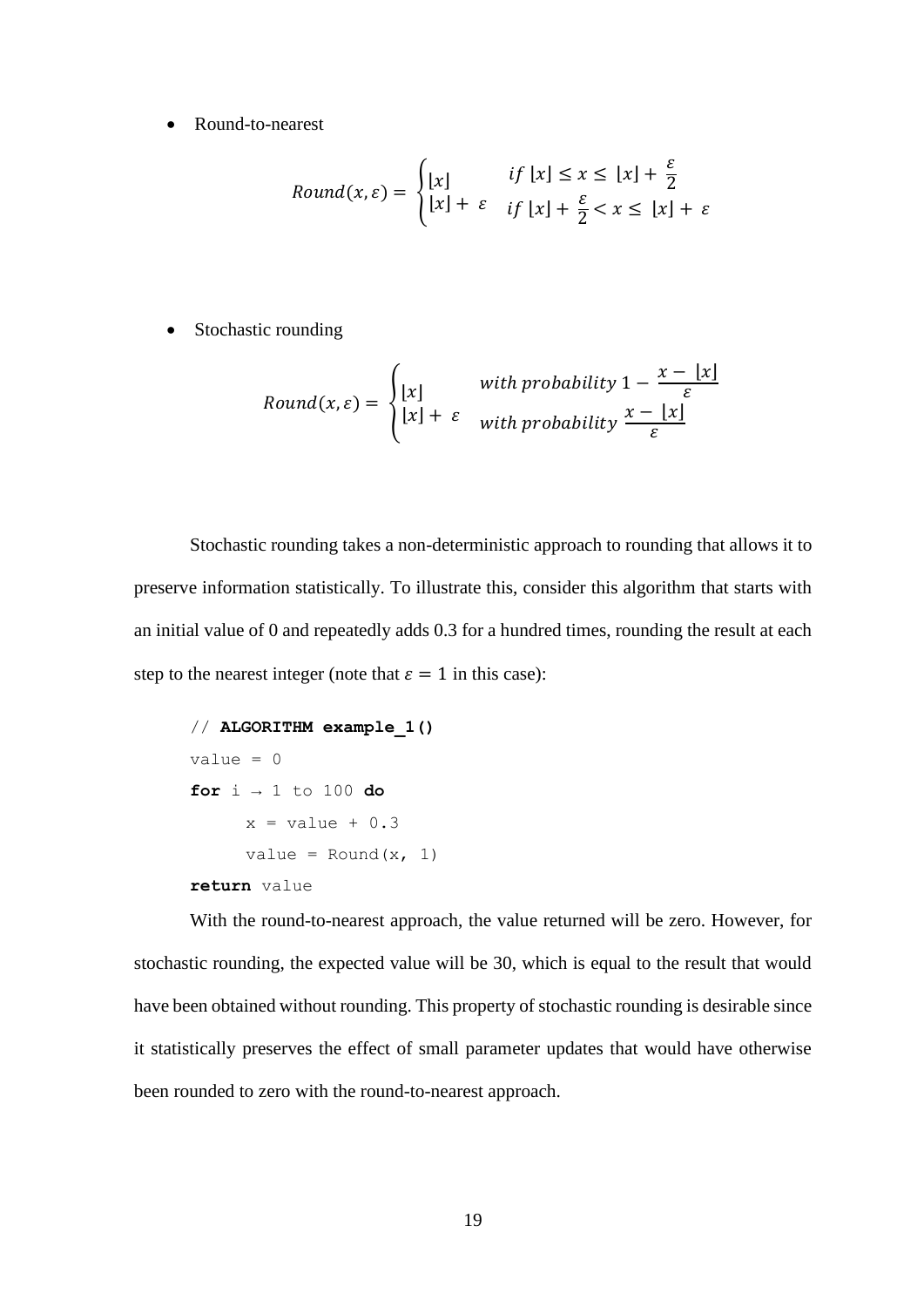- Round-to-nearest

$$Round(x, \varepsilon) = \begin{cases} \lfloor x \rfloor & if\ \lfloor x \rfloor \leq x \leq \lfloor x \rfloor + \frac{\varepsilon}{2} \\ \lfloor x \rfloor + \varepsilon & if\ \lfloor x \rfloor + \frac{\varepsilon}{2} < x \leq \lfloor x \rfloor + \varepsilon \end{cases}$$

- Stochastic rounding

$$Round(x, \varepsilon) = \begin{cases} \lfloor x \rfloor & with\ probability\ 1 - \frac{x - \lfloor x \rfloor}{\varepsilon} \\ \lfloor x \rfloor + \varepsilon & with\ probability\ \frac{x - \lfloor x \rfloor}{\varepsilon} \end{cases}$$

Stochastic rounding takes a non-deterministic approach to rounding that allows it to preserve information statistically. To illustrate this, consider this algorithm that starts with an initial value of 0 and repeatedly adds 0.3 for a hundred times, rounding the result at each step to the nearest integer (note that $\varepsilon = 1$ in this case):

```
// ALGORITHM example_1()
value = 0
for i → 1 to 100 do
      x = value + 0.3
      value = Round(x, 1)
return value
```

With the round-to-nearest approach, the value returned will be zero. However, for stochastic rounding, the expected value will be 30, which is equal to the result that would have been obtained without rounding. This property of stochastic rounding is desirable since it statistically preserves the effect of small parameter updates that would have otherwise been rounded to zero with the round-to-nearest approach.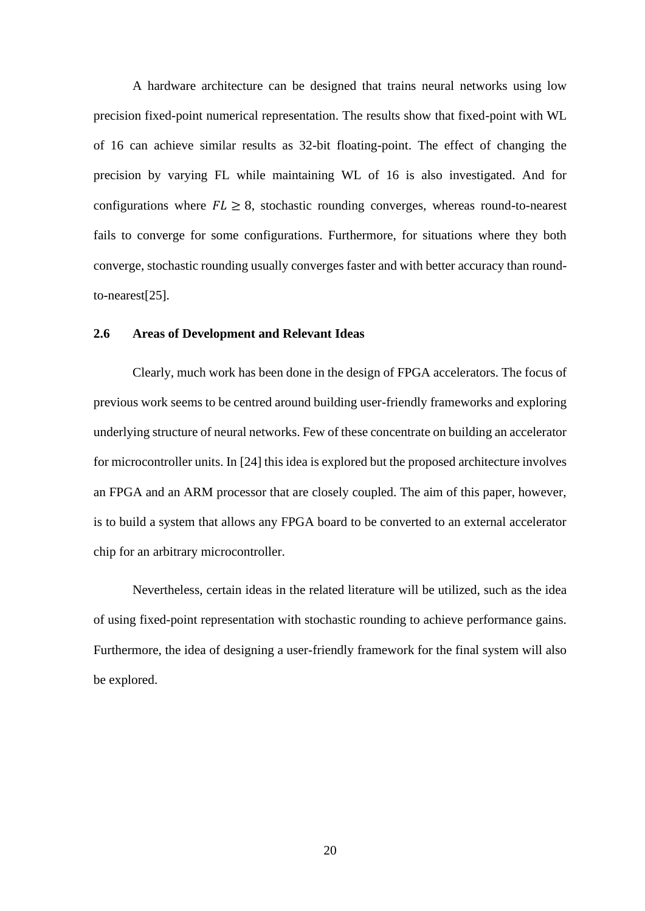A hardware architecture can be designed that trains neural networks using low precision fixed-point numerical representation. The results show that fixed-point with WL of 16 can achieve similar results as 32-bit floating-point. The effect of changing the precision by varying FL while maintaining WL of 16 is also investigated. And for configurations where $FL \geq 8$, stochastic rounding converges, whereas round-to-nearest fails to converge for some configurations. Furthermore, for situations where they both converge, stochastic rounding usually converges faster and with better accuracy than round-to-nearest[25].

### 2.6 Areas of Development and Relevant Ideas

Clearly, much work has been done in the design of FPGA accelerators. The focus of previous work seems to be centred around building user-friendly frameworks and exploring underlying structure of neural networks. Few of these concentrate on building an accelerator for microcontroller units. In [24] this idea is explored but the proposed architecture involves an FPGA and an ARM processor that are closely coupled. The aim of this paper, however, is to build a system that allows any FPGA board to be converted to an external accelerator chip for an arbitrary microcontroller.

Nevertheless, certain ideas in the related literature will be utilized, such as the idea of using fixed-point representation with stochastic rounding to achieve performance gains. Furthermore, the idea of designing a user-friendly framework for the final system will also be explored.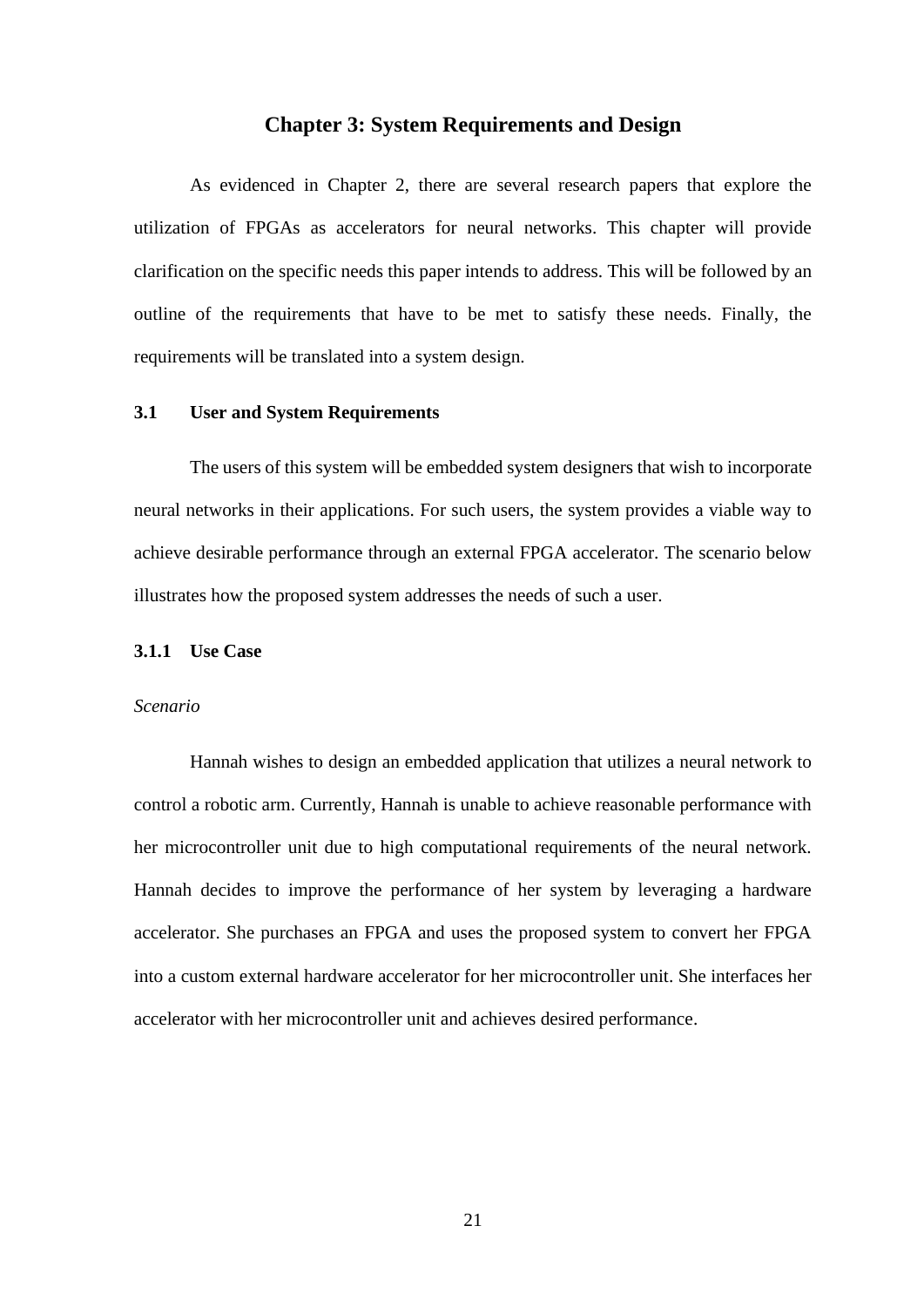# Chapter 3: System Requirements and Design

As evidenced in Chapter 2, there are several research papers that explore the utilization of FPGAs as accelerators for neural networks. This chapter will provide clarification on the specific needs this paper intends to address. This will be followed by an outline of the requirements that have to be met to satisfy these needs. Finally, the requirements will be translated into a system design.

## 3.1 User and System Requirements

The users of this system will be embedded system designers that wish to incorporate neural networks in their applications. For such users, the system provides a viable way to achieve desirable performance through an external FPGA accelerator. The scenario below illustrates how the proposed system addresses the needs of such a user.

### 3.1.1 Use Case

*Scenario*

Hannah wishes to design an embedded application that utilizes a neural network to control a robotic arm. Currently, Hannah is unable to achieve reasonable performance with her microcontroller unit due to high computational requirements of the neural network. Hannah decides to improve the performance of her system by leveraging a hardware accelerator. She purchases an FPGA and uses the proposed system to convert her FPGA into a custom external hardware accelerator for her microcontroller unit. She interfaces her accelerator with her microcontroller unit and achieves desired performance.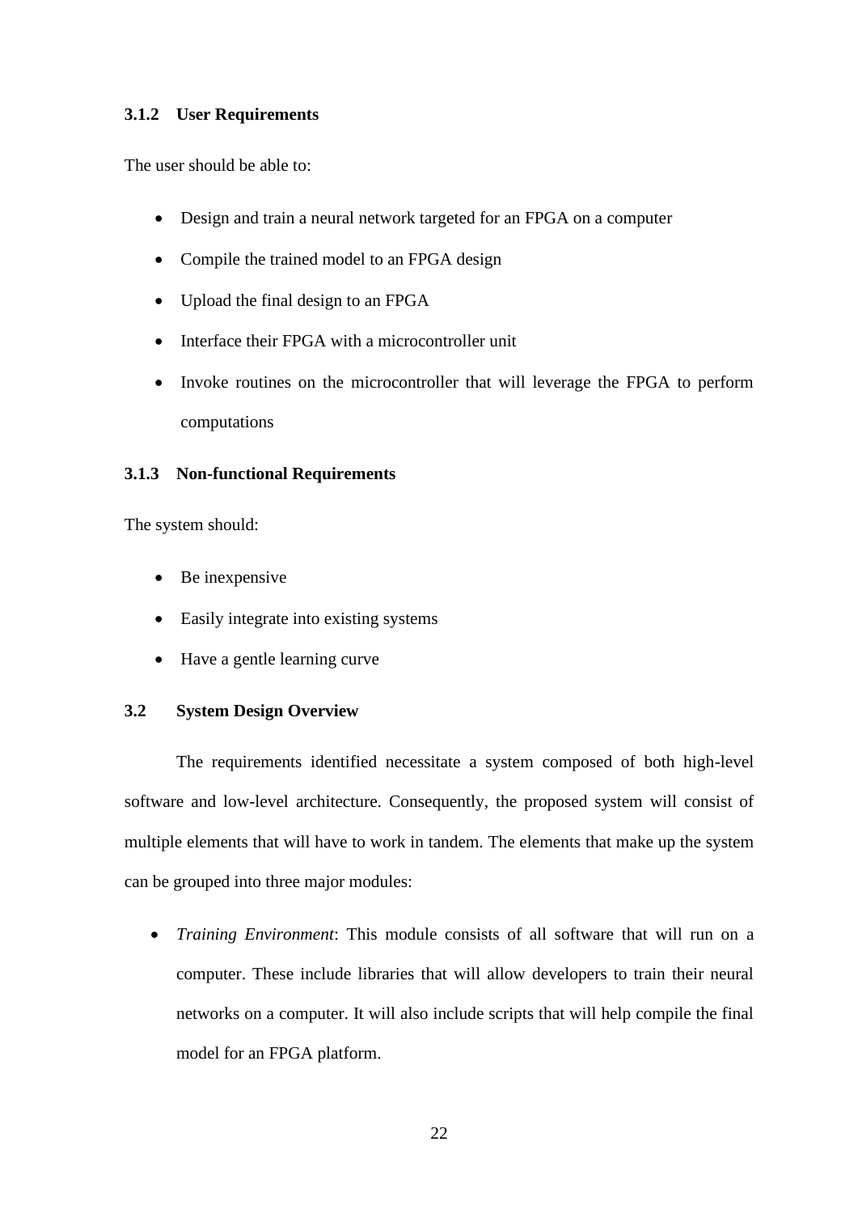### 3.1.2 User Requirements

The user should be able to:

- Design and train a neural network targeted for an FPGA on a computer
- Compile the trained model to an FPGA design
- Upload the final design to an FPGA
- Interface their FPGA with a microcontroller unit
- Invoke routines on the microcontroller that will leverage the FPGA to perform computations

### 3.1.3 Non-functional Requirements

The system should:

- Be inexpensive
- Easily integrate into existing systems
- Have a gentle learning curve

## 3.2 System Design Overview

The requirements identified necessitate a system composed of both high-level software and low-level architecture. Consequently, the proposed system will consist of multiple elements that will have to work in tandem. The elements that make up the system can be grouped into three major modules:

- *Training Environment*: This module consists of all software that will run on a computer. These include libraries that will allow developers to train their neural networks on a computer. It will also include scripts that will help compile the final model for an FPGA platform.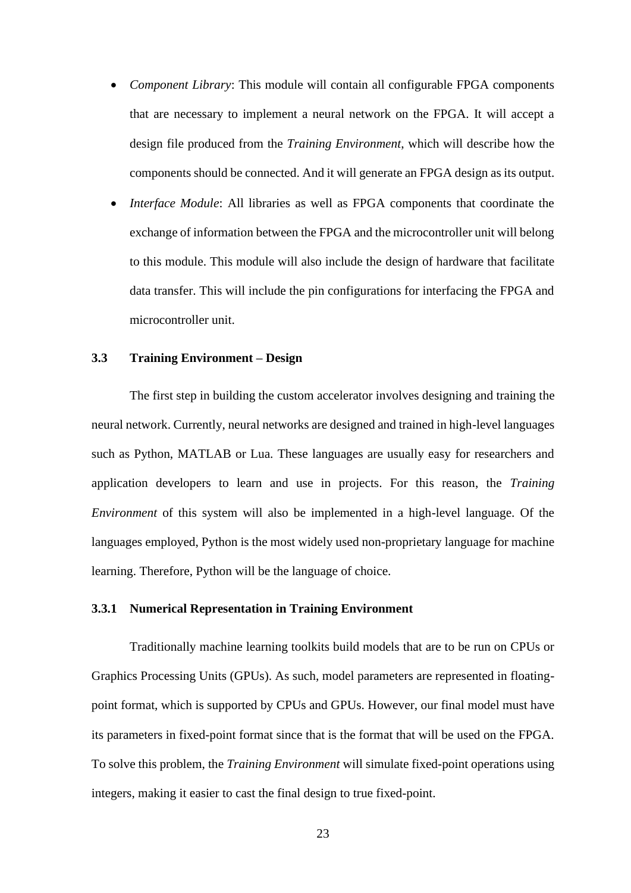- *Component Library*: This module will contain all configurable FPGA components that are necessary to implement a neural network on the FPGA. It will accept a design file produced from the *Training Environment*, which will describe how the components should be connected. And it will generate an FPGA design as its output.
- *Interface Module*: All libraries as well as FPGA components that coordinate the exchange of information between the FPGA and the microcontroller unit will belong to this module. This module will also include the design of hardware that facilitate data transfer. This will include the pin configurations for interfacing the FPGA and microcontroller unit.

## 3.3 Training Environment – Design

The first step in building the custom accelerator involves designing and training the neural network. Currently, neural networks are designed and trained in high-level languages such as Python, MATLAB or Lua. These languages are usually easy for researchers and application developers to learn and use in projects. For this reason, the *Training Environment* of this system will also be implemented in a high-level language. Of the languages employed, Python is the most widely used non-proprietary language for machine learning. Therefore, Python will be the language of choice.

### 3.3.1 Numerical Representation in Training Environment

Traditionally machine learning toolkits build models that are to be run on CPUs or Graphics Processing Units (GPUs). As such, model parameters are represented in floating-point format, which is supported by CPUs and GPUs. However, our final model must have its parameters in fixed-point format since that is the format that will be used on the FPGA. To solve this problem, the *Training Environment* will simulate fixed-point operations using integers, making it easier to cast the final design to true fixed-point.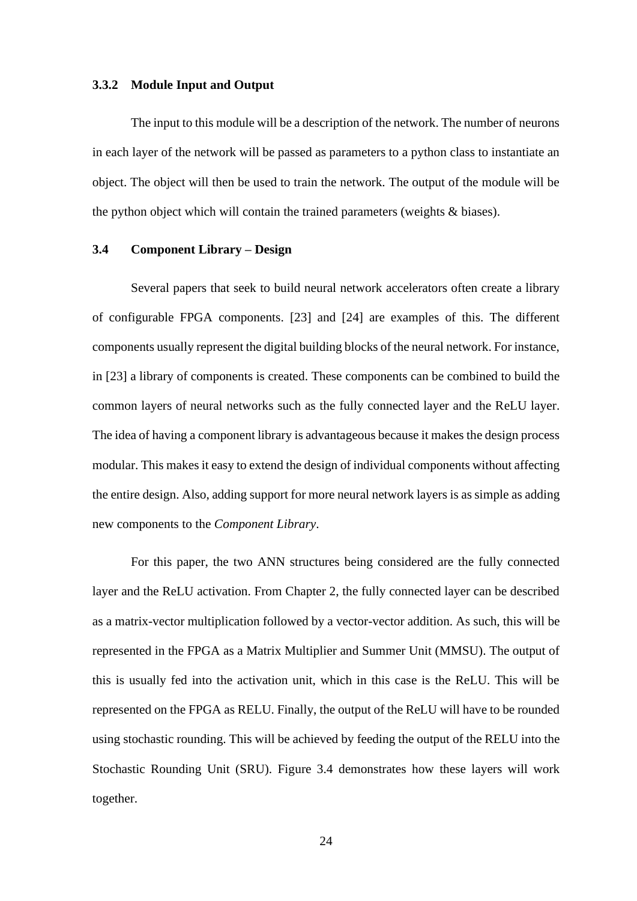### 3.3.2 Module Input and Output

The input to this module will be a description of the network. The number of neurons in each layer of the network will be passed as parameters to a python class to instantiate an object. The object will then be used to train the network. The output of the module will be the python object which will contain the trained parameters (weights & biases).

## 3.4 Component Library – Design

Several papers that seek to build neural network accelerators often create a library of configurable FPGA components. [23] and [24] are examples of this. The different components usually represent the digital building blocks of the neural network. For instance, in [23] a library of components is created. These components can be combined to build the common layers of neural networks such as the fully connected layer and the ReLU layer. The idea of having a component library is advantageous because it makes the design process modular. This makes it easy to extend the design of individual components without affecting the entire design. Also, adding support for more neural network layers is as simple as adding new components to the *Component Library*.

For this paper, the two ANN structures being considered are the fully connected layer and the ReLU activation. From Chapter 2, the fully connected layer can be described as a matrix-vector multiplication followed by a vector-vector addition. As such, this will be represented in the FPGA as a Matrix Multiplier and Summer Unit (MMSU). The output of this is usually fed into the activation unit, which in this case is the ReLU. This will be represented on the FPGA as RELU. Finally, the output of the ReLU will have to be rounded using stochastic rounding. This will be achieved by feeding the output of the RELU into the Stochastic Rounding Unit (SRU). Figure 3.4 demonstrates how these layers will work together.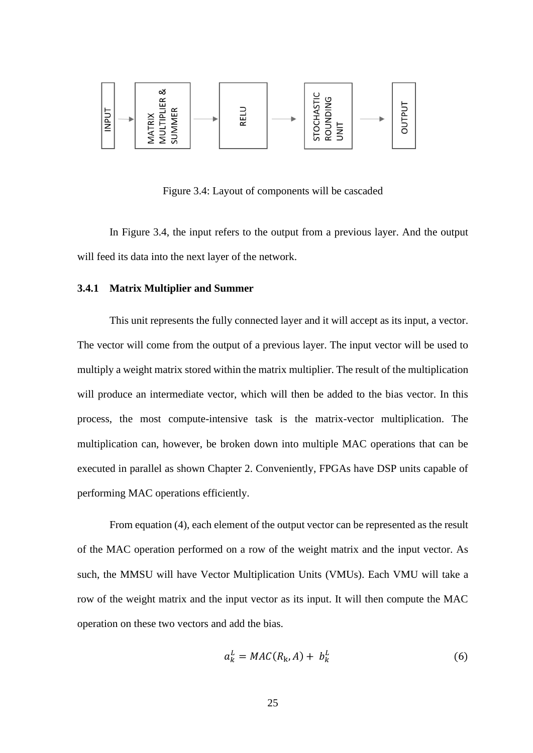INPUT → MATRIX MULTIPLIER & SUMMER → RELU → STOCHASTIC ROUNDING UNIT → OUTPUT

Figure 3.4: Layout of components will be cascaded

In Figure 3.4, the input refers to the output from a previous layer. And the output will feed its data into the next layer of the network.

### 3.4.1 Matrix Multiplier and Summer

This unit represents the fully connected layer and it will accept as its input, a vector. The vector will come from the output of a previous layer. The input vector will be used to multiply a weight matrix stored within the matrix multiplier. The result of the multiplication will produce an intermediate vector, which will then be added to the bias vector. In this process, the most compute-intensive task is the matrix-vector multiplication. The multiplication can, however, be broken down into multiple MAC operations that can be executed in parallel as shown Chapter 2. Conveniently, FPGAs have DSP units capable of performing MAC operations efficiently.

From equation (4), each element of the output vector can be represented as the result of the MAC operation performed on a row of the weight matrix and the input vector. As such, the MMSU will have Vector Multiplication Units (VMUs). Each VMU will take a row of the weight matrix and the input vector as its input. It will then compute the MAC operation on these two vectors and add the bias.

$$a_k^L = MAC(R_k, A) + b_k^L \tag{6}$$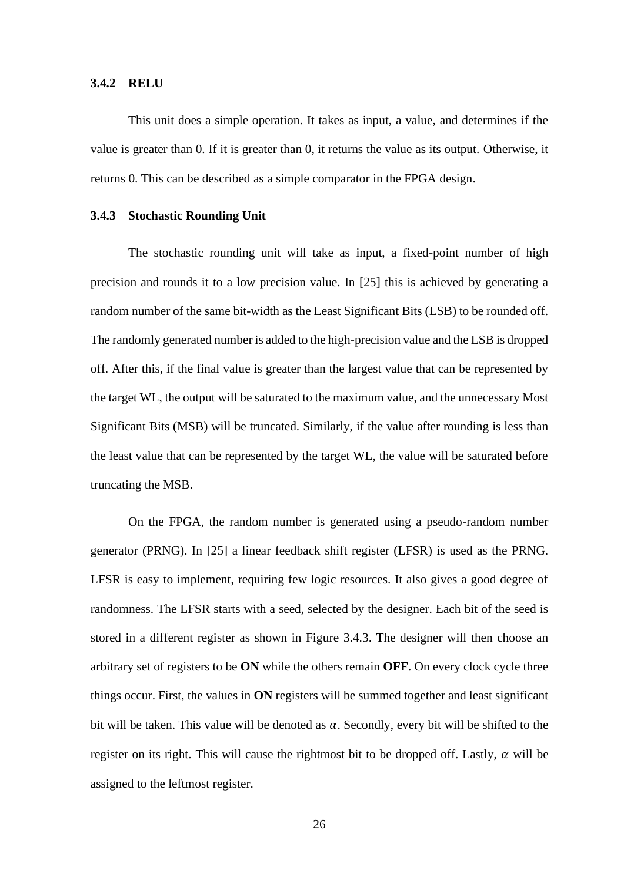### 3.4.2 RELU

This unit does a simple operation. It takes as input, a value, and determines if the value is greater than 0. If it is greater than 0, it returns the value as its output. Otherwise, it returns 0. This can be described as a simple comparator in the FPGA design.

### 3.4.3 Stochastic Rounding Unit

The stochastic rounding unit will take as input, a fixed-point number of high precision and rounds it to a low precision value. In [25] this is achieved by generating a random number of the same bit-width as the Least Significant Bits (LSB) to be rounded off. The randomly generated number is added to the high-precision value and the LSB is dropped off. After this, if the final value is greater than the largest value that can be represented by the target WL, the output will be saturated to the maximum value, and the unnecessary Most Significant Bits (MSB) will be truncated. Similarly, if the value after rounding is less than the least value that can be represented by the target WL, the value will be saturated before truncating the MSB.

On the FPGA, the random number is generated using a pseudo-random number generator (PRNG). In [25] a linear feedback shift register (LFSR) is used as the PRNG. LFSR is easy to implement, requiring few logic resources. It also gives a good degree of randomness. The LFSR starts with a seed, selected by the designer. Each bit of the seed is stored in a different register as shown in Figure 3.4.3. The designer will then choose an arbitrary set of registers to be **ON** while the others remain **OFF**. On every clock cycle three things occur. First, the values in **ON** registers will be summed together and least significant bit will be taken. This value will be denoted as $\alpha$. Secondly, every bit will be shifted to the register on its right. This will cause the rightmost bit to be dropped off. Lastly, $\alpha$ will be assigned to the leftmost register.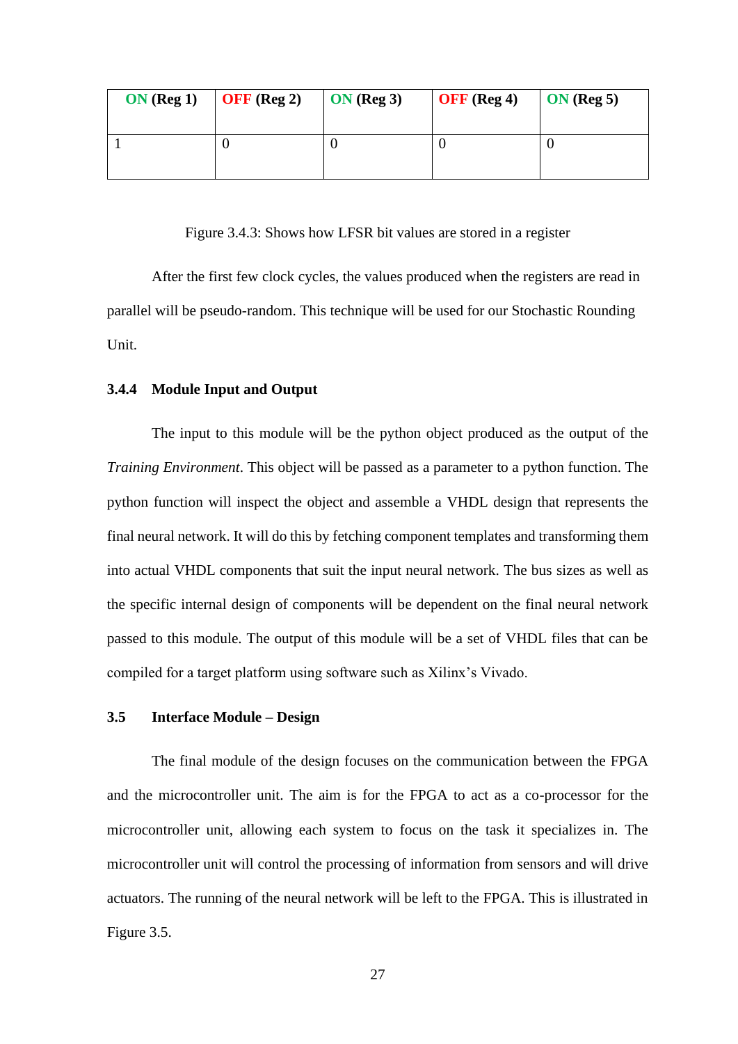| **ON (Reg 1)** | **OFF (Reg 2)** | **ON (Reg 3)** | **OFF (Reg 4)** | **ON (Reg 5)** |
| --- | --- | --- | --- | --- |
| 1 | 0 | 0 | 0 | 0 |

Figure 3.4.3: Shows how LFSR bit values are stored in a register

After the first few clock cycles, the values produced when the registers are read in parallel will be pseudo-random. This technique will be used for our Stochastic Rounding Unit.

### 3.4.4 Module Input and Output

The input to this module will be the python object produced as the output of the *Training Environment*. This object will be passed as a parameter to a python function. The python function will inspect the object and assemble a VHDL design that represents the final neural network. It will do this by fetching component templates and transforming them into actual VHDL components that suit the input neural network. The bus sizes as well as the specific internal design of components will be dependent on the final neural network passed to this module. The output of this module will be a set of VHDL files that can be compiled for a target platform using software such as Xilinx's Vivado.

## 3.5 Interface Module – Design

The final module of the design focuses on the communication between the FPGA and the microcontroller unit. The aim is for the FPGA to act as a co-processor for the microcontroller unit, allowing each system to focus on the task it specializes in. The microcontroller unit will control the processing of information from sensors and will drive actuators. The running of the neural network will be left to the FPGA. This is illustrated in Figure 3.5.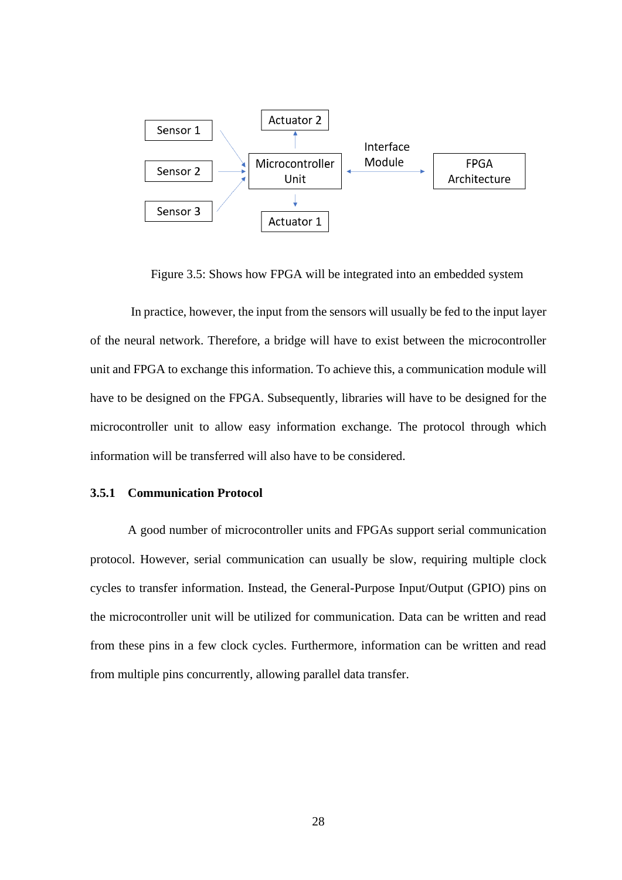Figure 3.5: Shows how FPGA will be integrated into an embedded system

In practice, however, the input from the sensors will usually be fed to the input layer of the neural network. Therefore, a bridge will have to exist between the microcontroller unit and FPGA to exchange this information. To achieve this, a communication module will have to be designed on the FPGA. Subsequently, libraries will have to be designed for the microcontroller unit to allow easy information exchange. The protocol through which information will be transferred will also have to be considered.

### 3.5.1 Communication Protocol

A good number of microcontroller units and FPGAs support serial communication protocol. However, serial communication can usually be slow, requiring multiple clock cycles to transfer information. Instead, the General-Purpose Input/Output (GPIO) pins on the microcontroller unit will be utilized for communication. Data can be written and read from these pins in a few clock cycles. Furthermore, information can be written and read from multiple pins concurrently, allowing parallel data transfer.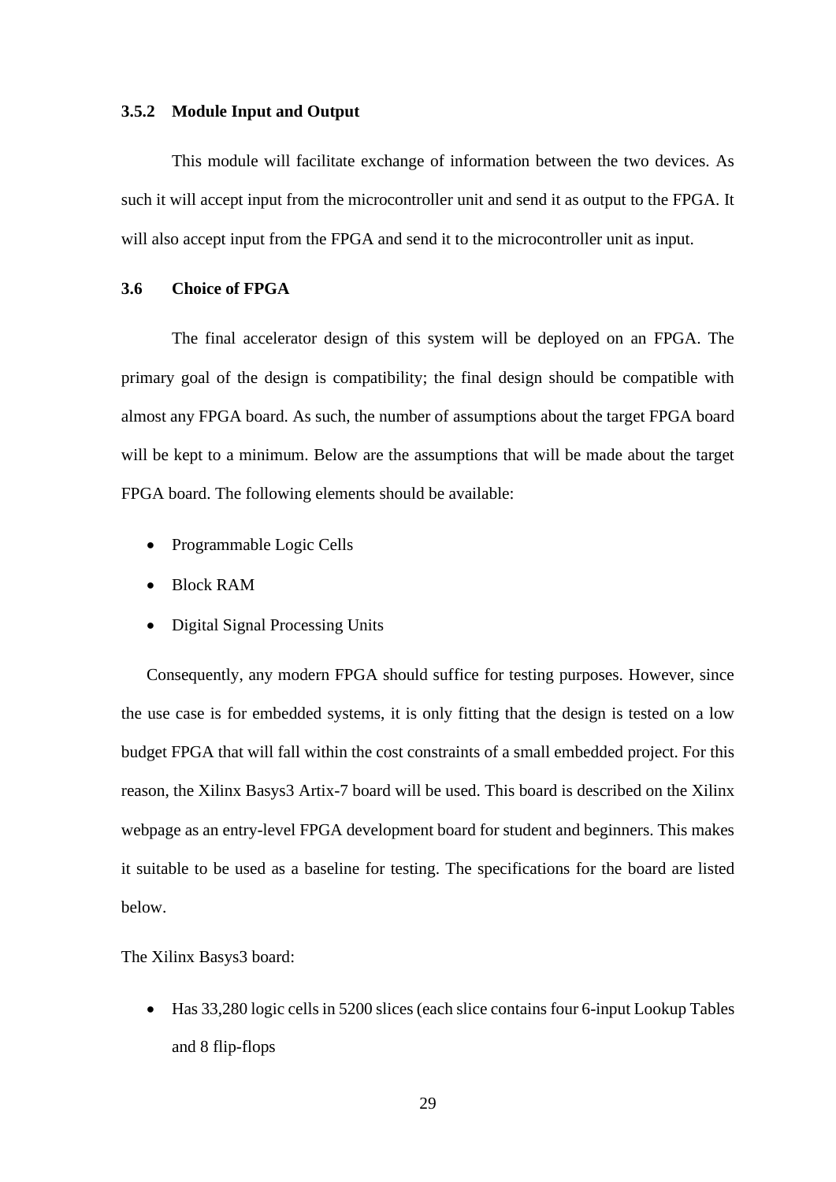### 3.5.2 Module Input and Output

This module will facilitate exchange of information between the two devices. As such it will accept input from the microcontroller unit and send it as output to the FPGA. It will also accept input from the FPGA and send it to the microcontroller unit as input.

## 3.6 Choice of FPGA

The final accelerator design of this system will be deployed on an FPGA. The primary goal of the design is compatibility; the final design should be compatible with almost any FPGA board. As such, the number of assumptions about the target FPGA board will be kept to a minimum. Below are the assumptions that will be made about the target FPGA board. The following elements should be available:

- Programmable Logic Cells
- Block RAM
- Digital Signal Processing Units

Consequently, any modern FPGA should suffice for testing purposes. However, since the use case is for embedded systems, it is only fitting that the design is tested on a low budget FPGA that will fall within the cost constraints of a small embedded project. For this reason, the Xilinx Basys3 Artix-7 board will be used. This board is described on the Xilinx webpage as an entry-level FPGA development board for student and beginners. This makes it suitable to be used as a baseline for testing. The specifications for the board are listed below.

The Xilinx Basys3 board:

- Has 33,280 logic cells in 5200 slices (each slice contains four 6-input Lookup Tables and 8 flip-flops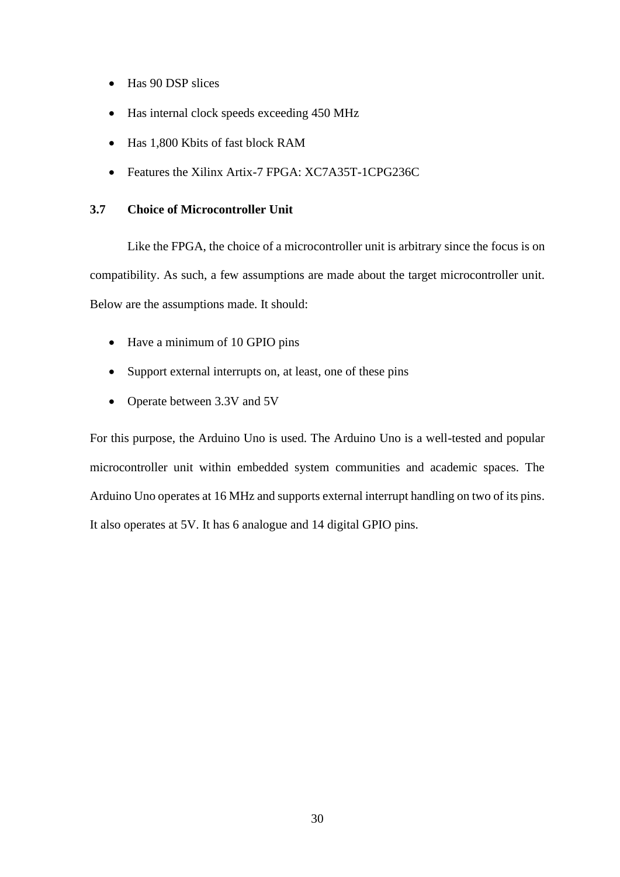- Has 90 DSP slices
- Has internal clock speeds exceeding 450 MHz
- Has 1,800 Kbits of fast block RAM
- Features the Xilinx Artix-7 FPGA: XC7A35T-1CPG236C

### 3.7 Choice of Microcontroller Unit

Like the FPGA, the choice of a microcontroller unit is arbitrary since the focus is on compatibility. As such, a few assumptions are made about the target microcontroller unit. Below are the assumptions made. It should:

- Have a minimum of 10 GPIO pins
- Support external interrupts on, at least, one of these pins
- Operate between 3.3V and 5V

For this purpose, the Arduino Uno is used. The Arduino Uno is a well-tested and popular microcontroller unit within embedded system communities and academic spaces. The Arduino Uno operates at 16 MHz and supports external interrupt handling on two of its pins. It also operates at 5V. It has 6 analogue and 14 digital GPIO pins.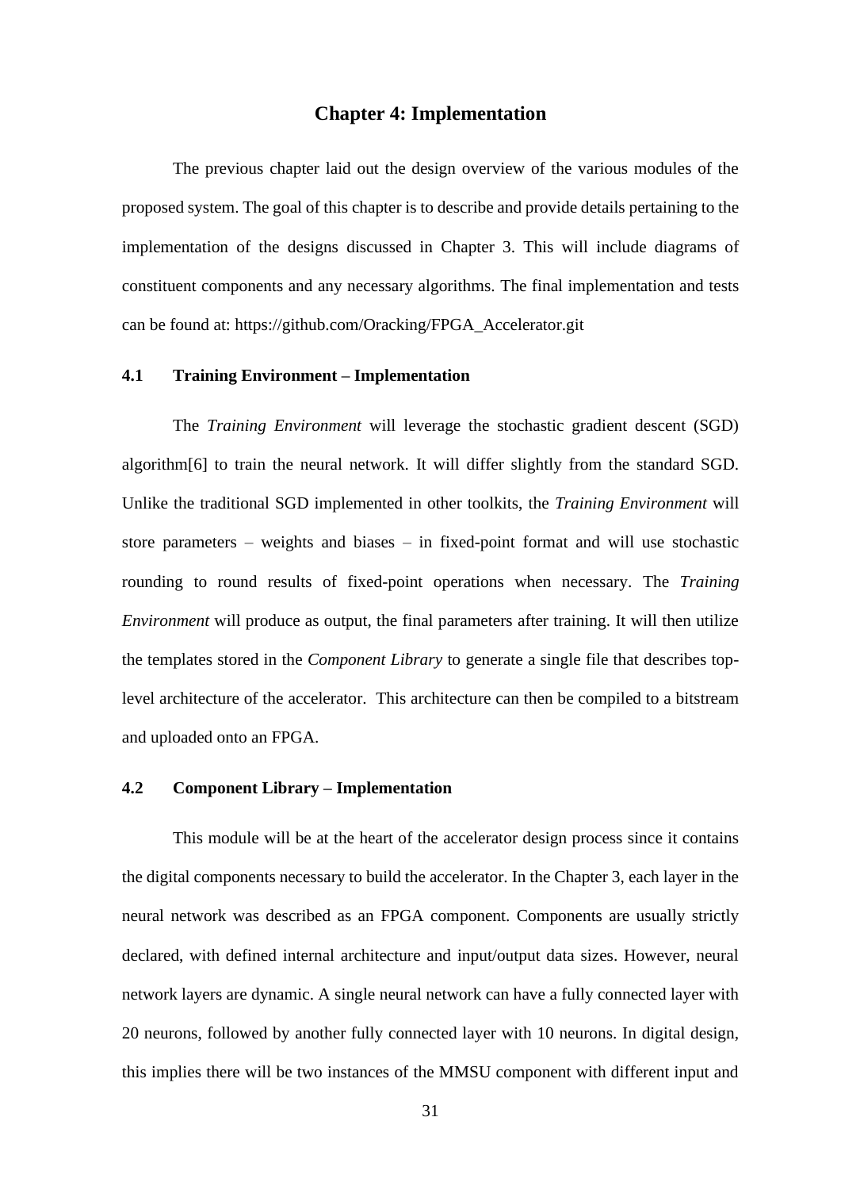# Chapter 4: Implementation

The previous chapter laid out the design overview of the various modules of the proposed system. The goal of this chapter is to describe and provide details pertaining to the implementation of the designs discussed in Chapter 3. This will include diagrams of constituent components and any necessary algorithms. The final implementation and tests can be found at: https://github.com/Oracking/FPGA_Accelerator.git

## 4.1 Training Environment – Implementation

The *Training Environment* will leverage the stochastic gradient descent (SGD) algorithm[6] to train the neural network. It will differ slightly from the standard SGD. Unlike the traditional SGD implemented in other toolkits, the *Training Environment* will store parameters – weights and biases – in fixed-point format and will use stochastic rounding to round results of fixed-point operations when necessary. The *Training Environment* will produce as output, the final parameters after training. It will then utilize the templates stored in the *Component Library* to generate a single file that describes top-level architecture of the accelerator. This architecture can then be compiled to a bitstream and uploaded onto an FPGA.

## 4.2 Component Library – Implementation

This module will be at the heart of the accelerator design process since it contains the digital components necessary to build the accelerator. In the Chapter 3, each layer in the neural network was described as an FPGA component. Components are usually strictly declared, with defined internal architecture and input/output data sizes. However, neural network layers are dynamic. A single neural network can have a fully connected layer with 20 neurons, followed by another fully connected layer with 10 neurons. In digital design, this implies there will be two instances of the MMSU component with different input and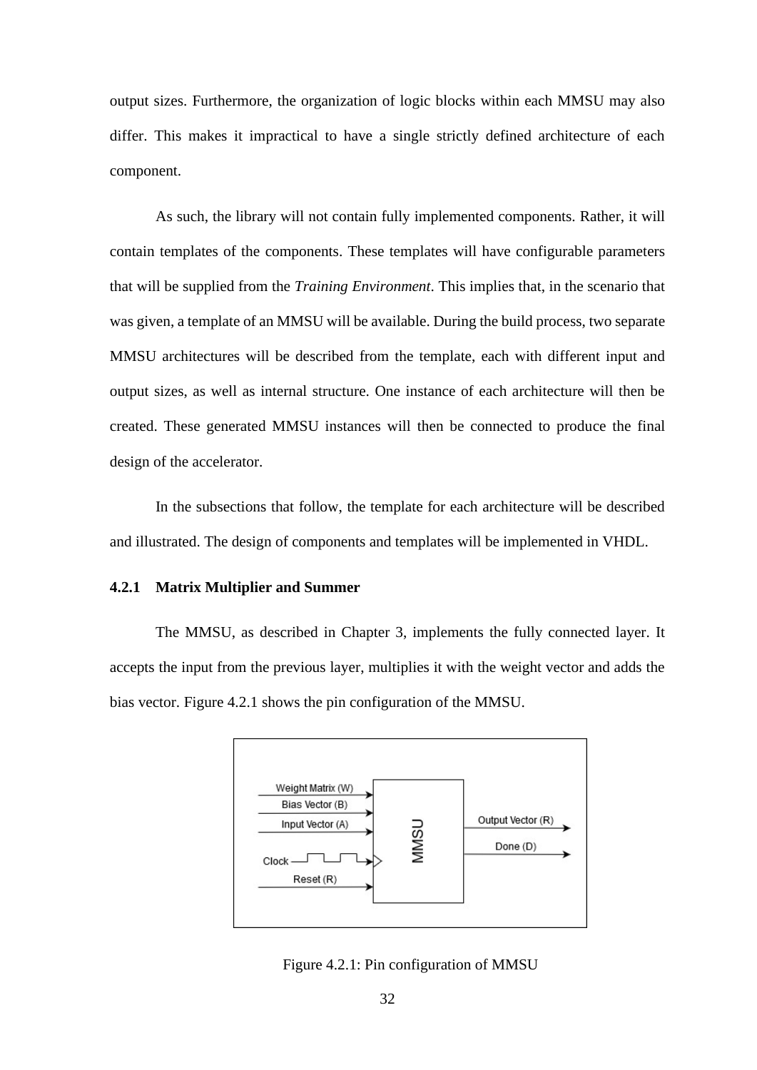output sizes. Furthermore, the organization of logic blocks within each MMSU may also differ. This makes it impractical to have a single strictly defined architecture of each component.

As such, the library will not contain fully implemented components. Rather, it will contain templates of the components. These templates will have configurable parameters that will be supplied from the *Training Environment*. This implies that, in the scenario that was given, a template of an MMSU will be available. During the build process, two separate MMSU architectures will be described from the template, each with different input and output sizes, as well as internal structure. One instance of each architecture will then be created. These generated MMSU instances will then be connected to produce the final design of the accelerator.

In the subsections that follow, the template for each architecture will be described and illustrated. The design of components and templates will be implemented in VHDL.

### 4.2.1 Matrix Multiplier and Summer

The MMSU, as described in Chapter 3, implements the fully connected layer. It accepts the input from the previous layer, multiplies it with the weight vector and adds the bias vector. Figure 4.2.1 shows the pin configuration of the MMSU.

Figure 4.2.1: Pin configuration of MMSU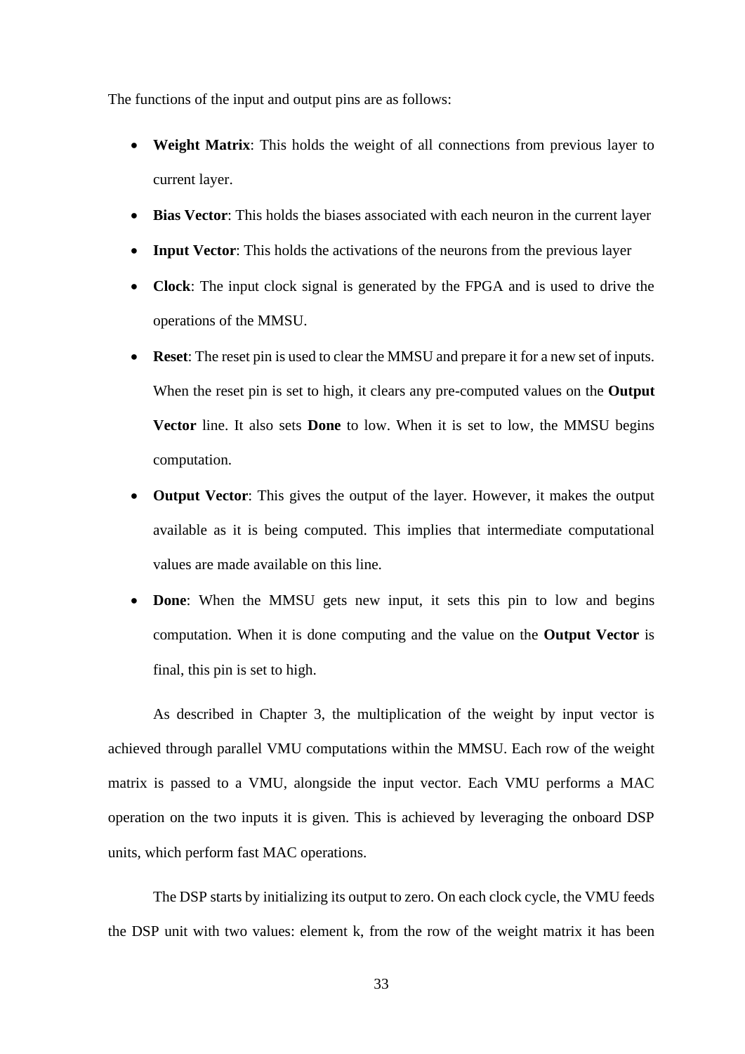The functions of the input and output pins are as follows:

- **Weight Matrix**: This holds the weight of all connections from previous layer to current layer.
- **Bias Vector**: This holds the biases associated with each neuron in the current layer
- **Input Vector**: This holds the activations of the neurons from the previous layer
- **Clock**: The input clock signal is generated by the FPGA and is used to drive the operations of the MMSU.
- **Reset**: The reset pin is used to clear the MMSU and prepare it for a new set of inputs. When the reset pin is set to high, it clears any pre-computed values on the **Output Vector** line. It also sets **Done** to low. When it is set to low, the MMSU begins computation.
- **Output Vector**: This gives the output of the layer. However, it makes the output available as it is being computed. This implies that intermediate computational values are made available on this line.
- **Done**: When the MMSU gets new input, it sets this pin to low and begins computation. When it is done computing and the value on the **Output Vector** is final, this pin is set to high.

As described in Chapter 3, the multiplication of the weight by input vector is achieved through parallel VMU computations within the MMSU. Each row of the weight matrix is passed to a VMU, alongside the input vector. Each VMU performs a MAC operation on the two inputs it is given. This is achieved by leveraging the onboard DSP units, which perform fast MAC operations.

The DSP starts by initializing its output to zero. On each clock cycle, the VMU feeds the DSP unit with two values: element k, from the row of the weight matrix it has been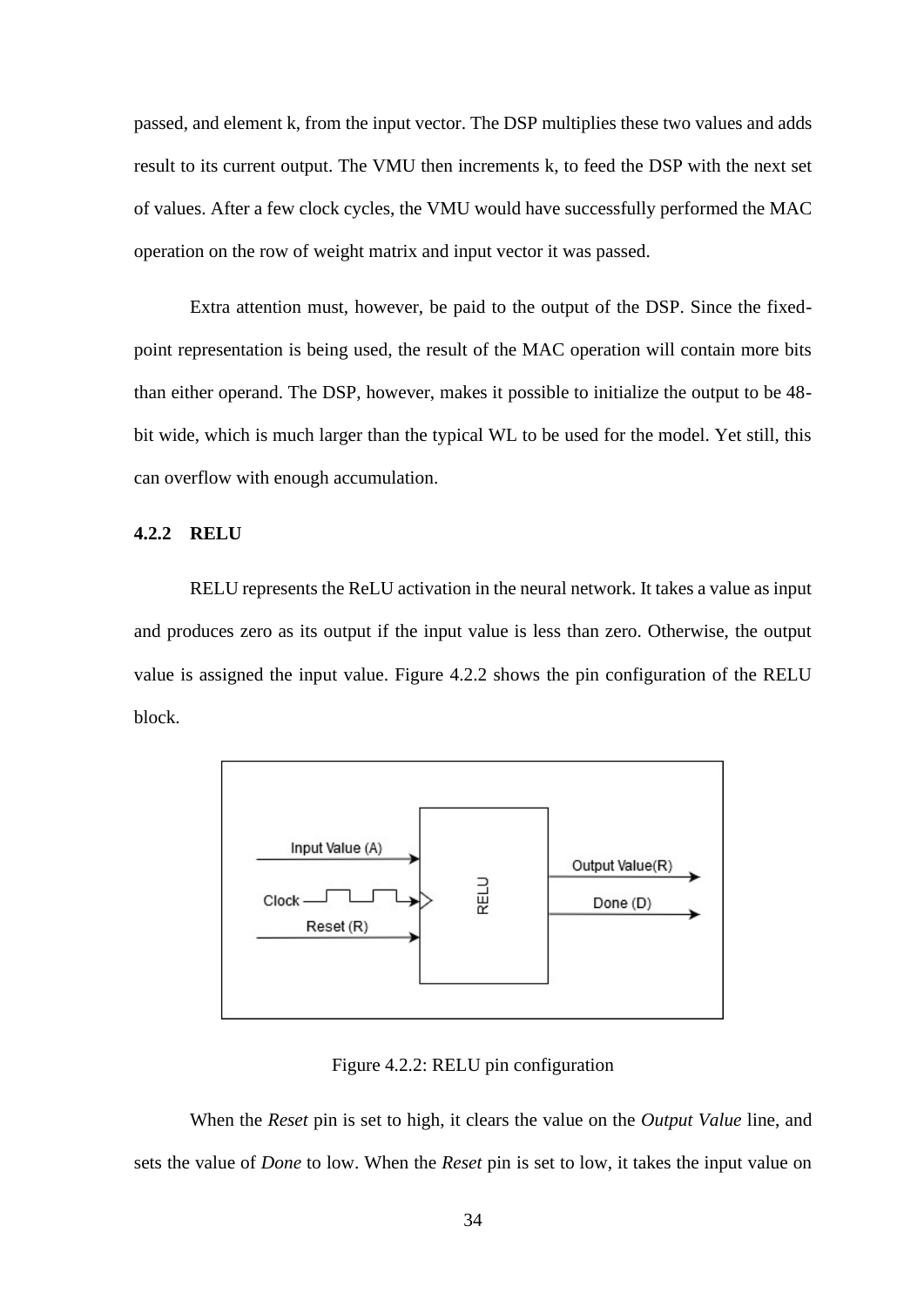passed, and element k, from the input vector. The DSP multiplies these two values and adds result to its current output. The VMU then increments k, to feed the DSP with the next set of values. After a few clock cycles, the VMU would have successfully performed the MAC operation on the row of weight matrix and input vector it was passed.

Extra attention must, however, be paid to the output of the DSP. Since the fixed-point representation is being used, the result of the MAC operation will contain more bits than either operand. The DSP, however, makes it possible to initialize the output to be 48-bit wide, which is much larger than the typical WL to be used for the model. Yet still, this can overflow with enough accumulation.

### 4.2.2 RELU

RELU represents the ReLU activation in the neural network. It takes a value as input and produces zero as its output if the input value is less than zero. Otherwise, the output value is assigned the input value. Figure 4.2.2 shows the pin configuration of the RELU block.

Figure 4.2.2: RELU pin configuration

When the *Reset* pin is set to high, it clears the value on the *Output Value* line, and sets the value of *Done* to low. When the *Reset* pin is set to low, it takes the input value on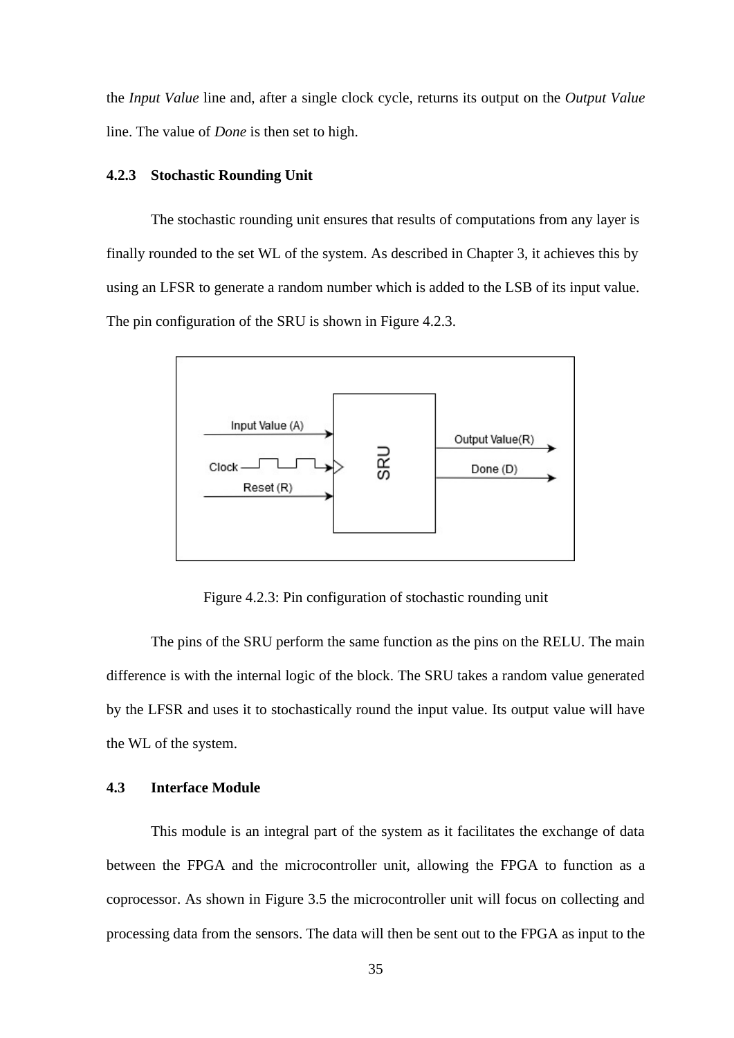the *Input Value* line and, after a single clock cycle, returns its output on the *Output Value* line. The value of *Done* is then set to high.

### 4.2.3 Stochastic Rounding Unit

The stochastic rounding unit ensures that results of computations from any layer is finally rounded to the set WL of the system. As described in Chapter 3, it achieves this by using an LFSR to generate a random number which is added to the LSB of its input value. The pin configuration of the SRU is shown in Figure 4.2.3.

Figure 4.2.3: Pin configuration of stochastic rounding unit

The pins of the SRU perform the same function as the pins on the RELU. The main difference is with the internal logic of the block. The SRU takes a random value generated by the LFSR and uses it to stochastically round the input value. Its output value will have the WL of the system.

## 4.3 Interface Module

This module is an integral part of the system as it facilitates the exchange of data between the FPGA and the microcontroller unit, allowing the FPGA to function as a coprocessor. As shown in Figure 3.5 the microcontroller unit will focus on collecting and processing data from the sensors. The data will then be sent out to the FPGA as input to the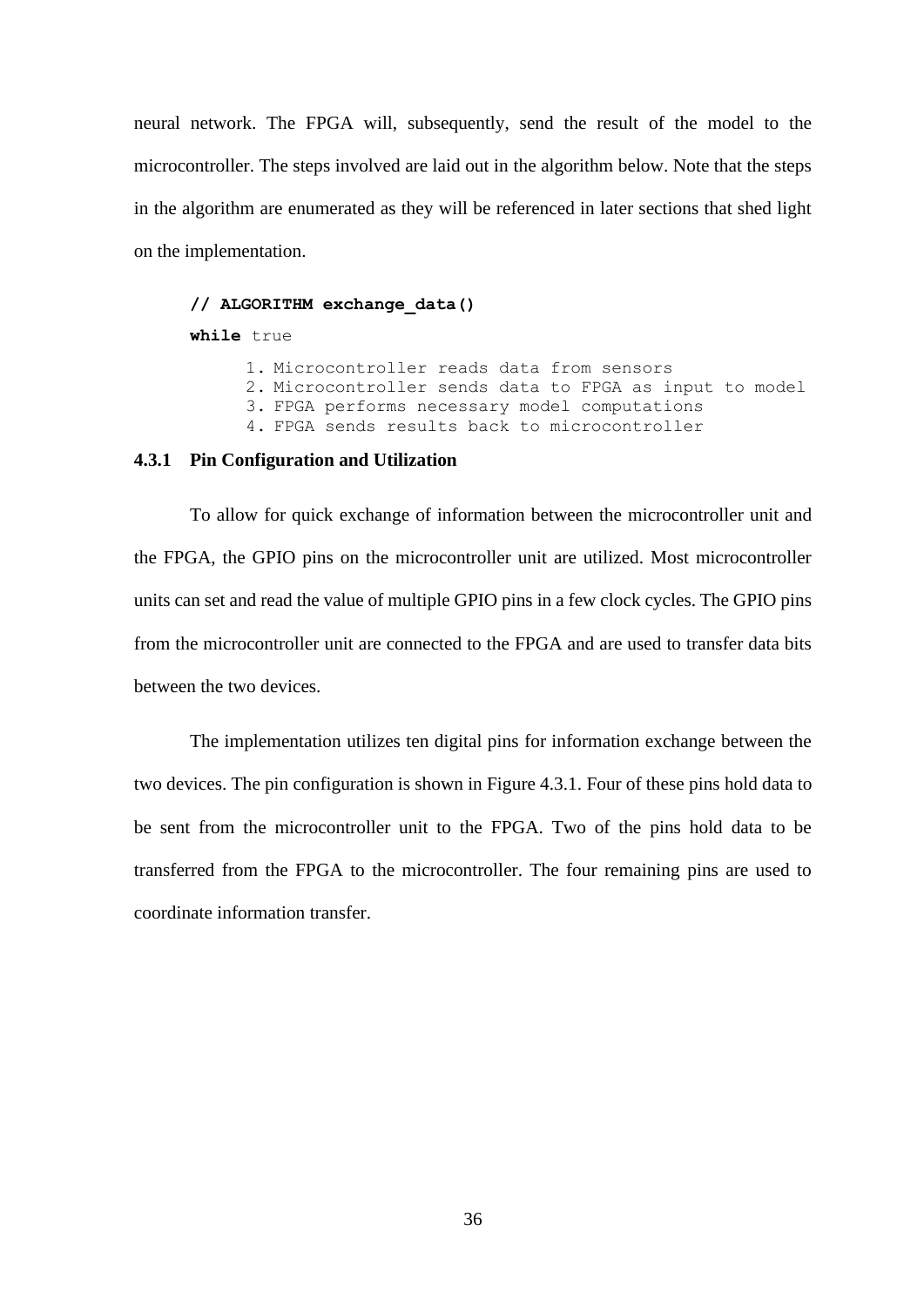neural network. The FPGA will, subsequently, send the result of the model to the microcontroller. The steps involved are laid out in the algorithm below. Note that the steps in the algorithm are enumerated as they will be referenced in later sections that shed light on the implementation.

```
// ALGORITHM exchange_data()
while true
      1. Microcontroller reads data from sensors
      2. Microcontroller sends data to FPGA as input to model
      3. FPGA performs necessary model computations
      4. FPGA sends results back to microcontroller
```

### 4.3.1 Pin Configuration and Utilization

To allow for quick exchange of information between the microcontroller unit and the FPGA, the GPIO pins on the microcontroller unit are utilized. Most microcontroller units can set and read the value of multiple GPIO pins in a few clock cycles. The GPIO pins from the microcontroller unit are connected to the FPGA and are used to transfer data bits between the two devices.

The implementation utilizes ten digital pins for information exchange between the two devices. The pin configuration is shown in Figure 4.3.1. Four of these pins hold data to be sent from the microcontroller unit to the FPGA. Two of the pins hold data to be transferred from the FPGA to the microcontroller. The four remaining pins are used to coordinate information transfer.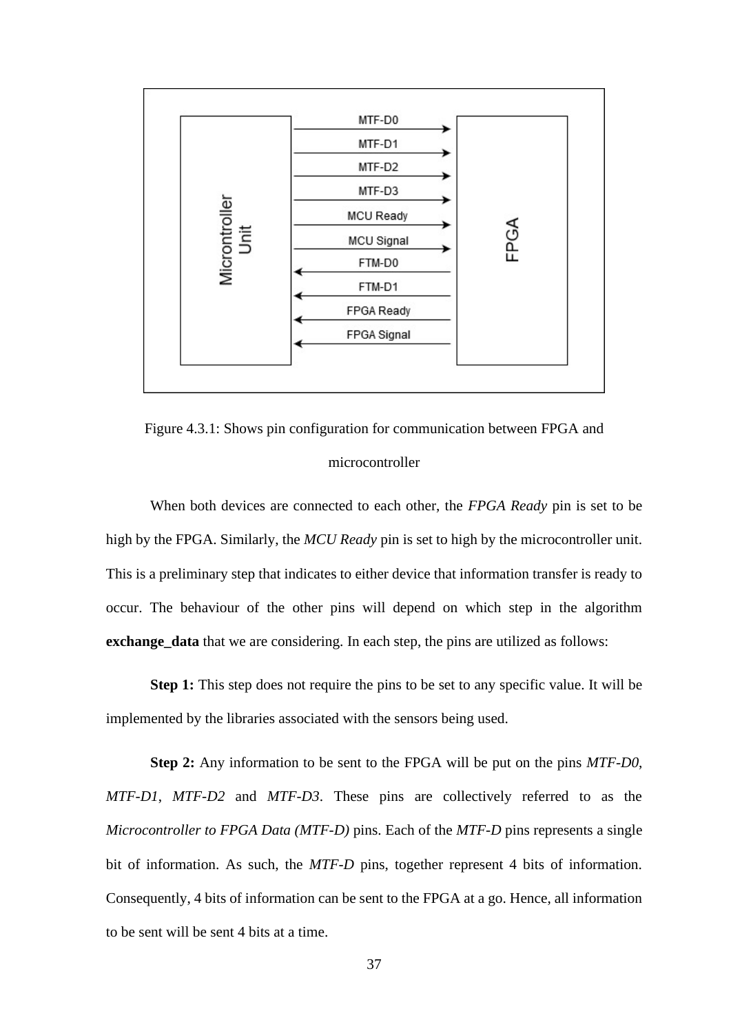Figure 4.3.1: Shows pin configuration for communication between FPGA and microcontroller

When both devices are connected to each other, the *FPGA Ready* pin is set to be high by the FPGA. Similarly, the *MCU Ready* pin is set to high by the microcontroller unit. This is a preliminary step that indicates to either device that information transfer is ready to occur. The behaviour of the other pins will depend on which step in the algorithm **exchange_data** that we are considering. In each step, the pins are utilized as follows:

**Step 1:** This step does not require the pins to be set to any specific value. It will be implemented by the libraries associated with the sensors being used.

**Step 2:** Any information to be sent to the FPGA will be put on the pins *MTF-D0*, *MTF-D1*, *MTF-D2* and *MTF-D3*. These pins are collectively referred to as the *Microcontroller to FPGA Data (MTF-D)* pins. Each of the *MTF-D* pins represents a single bit of information. As such, the *MTF-D* pins, together represent 4 bits of information. Consequently, 4 bits of information can be sent to the FPGA at a go. Hence, all information to be sent will be sent 4 bits at a time.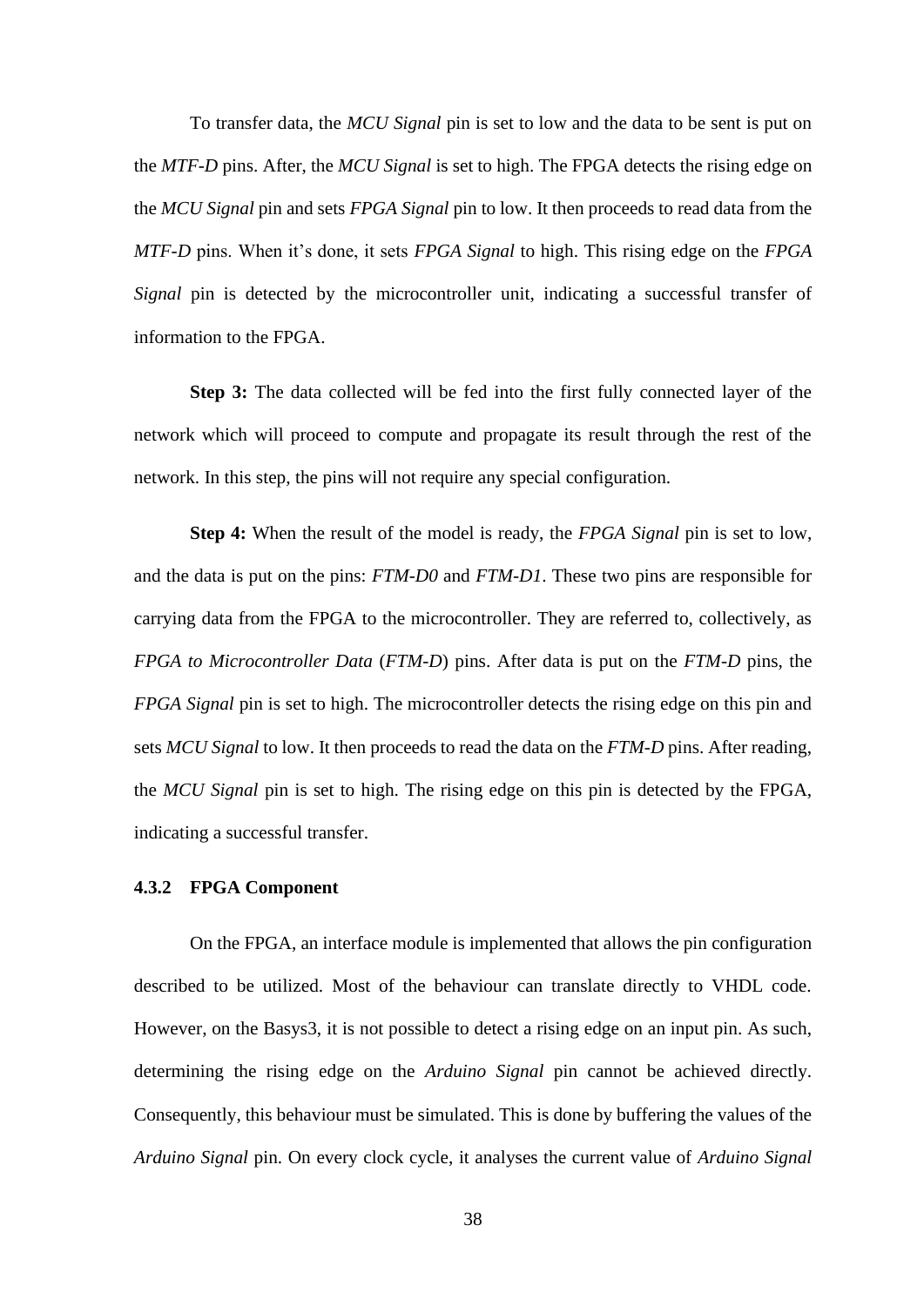To transfer data, the *MCU Signal* pin is set to low and the data to be sent is put on the *MTF-D* pins. After, the *MCU Signal* is set to high. The FPGA detects the rising edge on the *MCU Signal* pin and sets *FPGA Signal* pin to low. It then proceeds to read data from the *MTF-D* pins. When it's done, it sets *FPGA Signal* to high. This rising edge on the *FPGA Signal* pin is detected by the microcontroller unit, indicating a successful transfer of information to the FPGA.

**Step 3:** The data collected will be fed into the first fully connected layer of the network which will proceed to compute and propagate its result through the rest of the network. In this step, the pins will not require any special configuration.

**Step 4:** When the result of the model is ready, the *FPGA Signal* pin is set to low, and the data is put on the pins: *FTM-D0* and *FTM-D1*. These two pins are responsible for carrying data from the FPGA to the microcontroller. They are referred to, collectively, as *FPGA to Microcontroller Data* (*FTM-D*) pins. After data is put on the *FTM-D* pins, the *FPGA Signal* pin is set to high. The microcontroller detects the rising edge on this pin and sets *MCU Signal* to low. It then proceeds to read the data on the *FTM-D* pins. After reading, the *MCU Signal* pin is set to high. The rising edge on this pin is detected by the FPGA, indicating a successful transfer.

### 4.3.2 FPGA Component

On the FPGA, an interface module is implemented that allows the pin configuration described to be utilized. Most of the behaviour can translate directly to VHDL code. However, on the Basys3, it is not possible to detect a rising edge on an input pin. As such, determining the rising edge on the *Arduino Signal* pin cannot be achieved directly. Consequently, this behaviour must be simulated. This is done by buffering the values of the *Arduino Signal* pin. On every clock cycle, it analyses the current value of *Arduino Signal*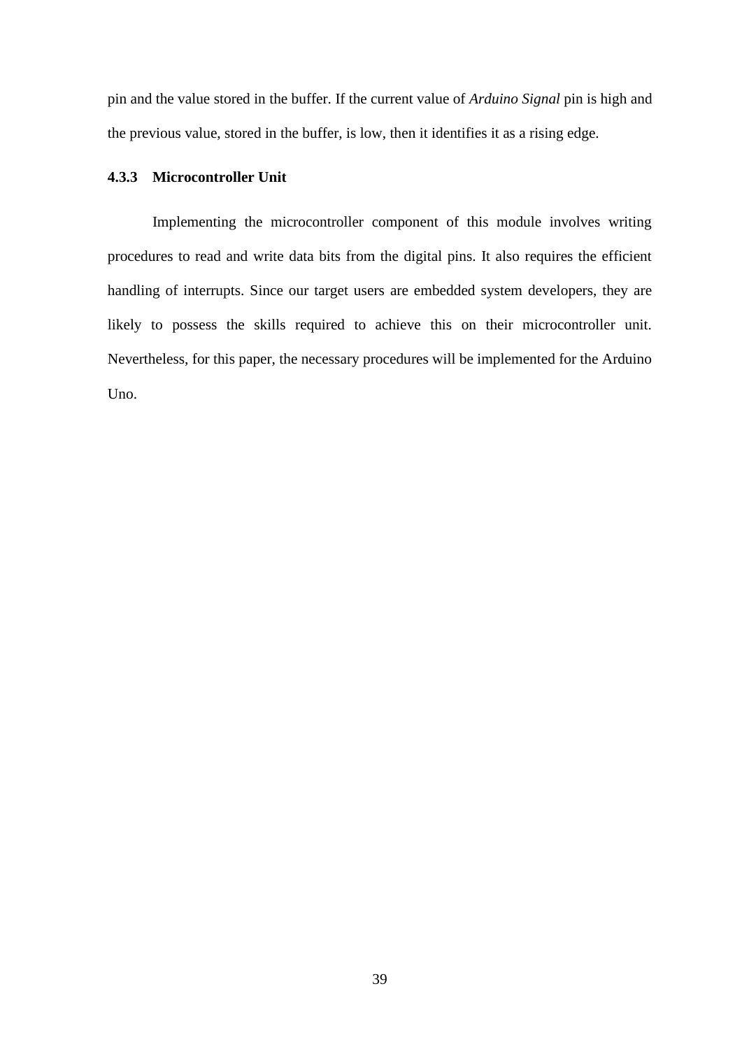pin and the value stored in the buffer. If the current value of *Arduino Signal* pin is high and the previous value, stored in the buffer, is low, then it identifies it as a rising edge.

### 4.3.3 Microcontroller Unit

Implementing the microcontroller component of this module involves writing procedures to read and write data bits from the digital pins. It also requires the efficient handling of interrupts. Since our target users are embedded system developers, they are likely to possess the skills required to achieve this on their microcontroller unit. Nevertheless, for this paper, the necessary procedures will be implemented for the Arduino Uno.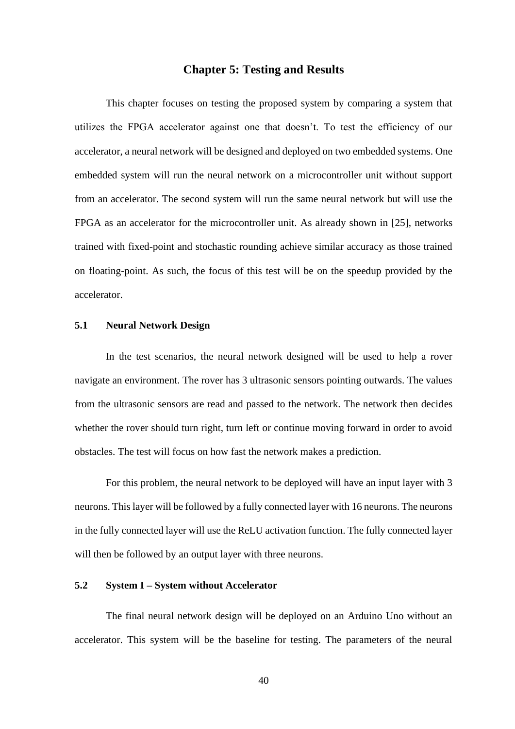# Chapter 5: Testing and Results

This chapter focuses on testing the proposed system by comparing a system that utilizes the FPGA accelerator against one that doesn't. To test the efficiency of our accelerator, a neural network will be designed and deployed on two embedded systems. One embedded system will run the neural network on a microcontroller unit without support from an accelerator. The second system will run the same neural network but will use the FPGA as an accelerator for the microcontroller unit. As already shown in [25], networks trained with fixed-point and stochastic rounding achieve similar accuracy as those trained on floating-point. As such, the focus of this test will be on the speedup provided by the accelerator.

## 5.1 Neural Network Design

In the test scenarios, the neural network designed will be used to help a rover navigate an environment. The rover has 3 ultrasonic sensors pointing outwards. The values from the ultrasonic sensors are read and passed to the network. The network then decides whether the rover should turn right, turn left or continue moving forward in order to avoid obstacles. The test will focus on how fast the network makes a prediction.

For this problem, the neural network to be deployed will have an input layer with 3 neurons. This layer will be followed by a fully connected layer with 16 neurons. The neurons in the fully connected layer will use the ReLU activation function. The fully connected layer will then be followed by an output layer with three neurons.

## 5.2 System I – System without Accelerator

The final neural network design will be deployed on an Arduino Uno without an accelerator. This system will be the baseline for testing. The parameters of the neural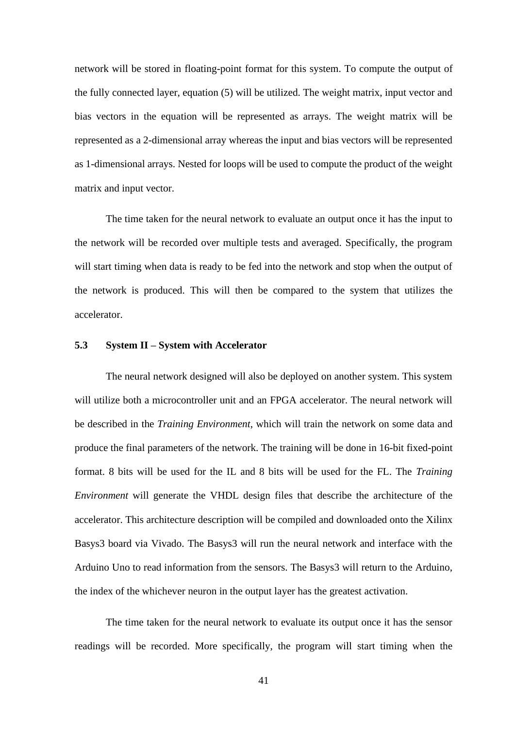network will be stored in floating-point format for this system. To compute the output of the fully connected layer, equation (5) will be utilized. The weight matrix, input vector and bias vectors in the equation will be represented as arrays. The weight matrix will be represented as a 2-dimensional array whereas the input and bias vectors will be represented as 1-dimensional arrays. Nested for loops will be used to compute the product of the weight matrix and input vector.

The time taken for the neural network to evaluate an output once it has the input to the network will be recorded over multiple tests and averaged. Specifically, the program will start timing when data is ready to be fed into the network and stop when the output of the network is produced. This will then be compared to the system that utilizes the accelerator.

### 5.3 System II – System with Accelerator

The neural network designed will also be deployed on another system. This system will utilize both a microcontroller unit and an FPGA accelerator. The neural network will be described in the *Training Environment*, which will train the network on some data and produce the final parameters of the network. The training will be done in 16-bit fixed-point format. 8 bits will be used for the IL and 8 bits will be used for the FL. The *Training Environment* will generate the VHDL design files that describe the architecture of the accelerator. This architecture description will be compiled and downloaded onto the Xilinx Basys3 board via Vivado. The Basys3 will run the neural network and interface with the Arduino Uno to read information from the sensors. The Basys3 will return to the Arduino, the index of the whichever neuron in the output layer has the greatest activation.

The time taken for the neural network to evaluate its output once it has the sensor readings will be recorded. More specifically, the program will start timing when the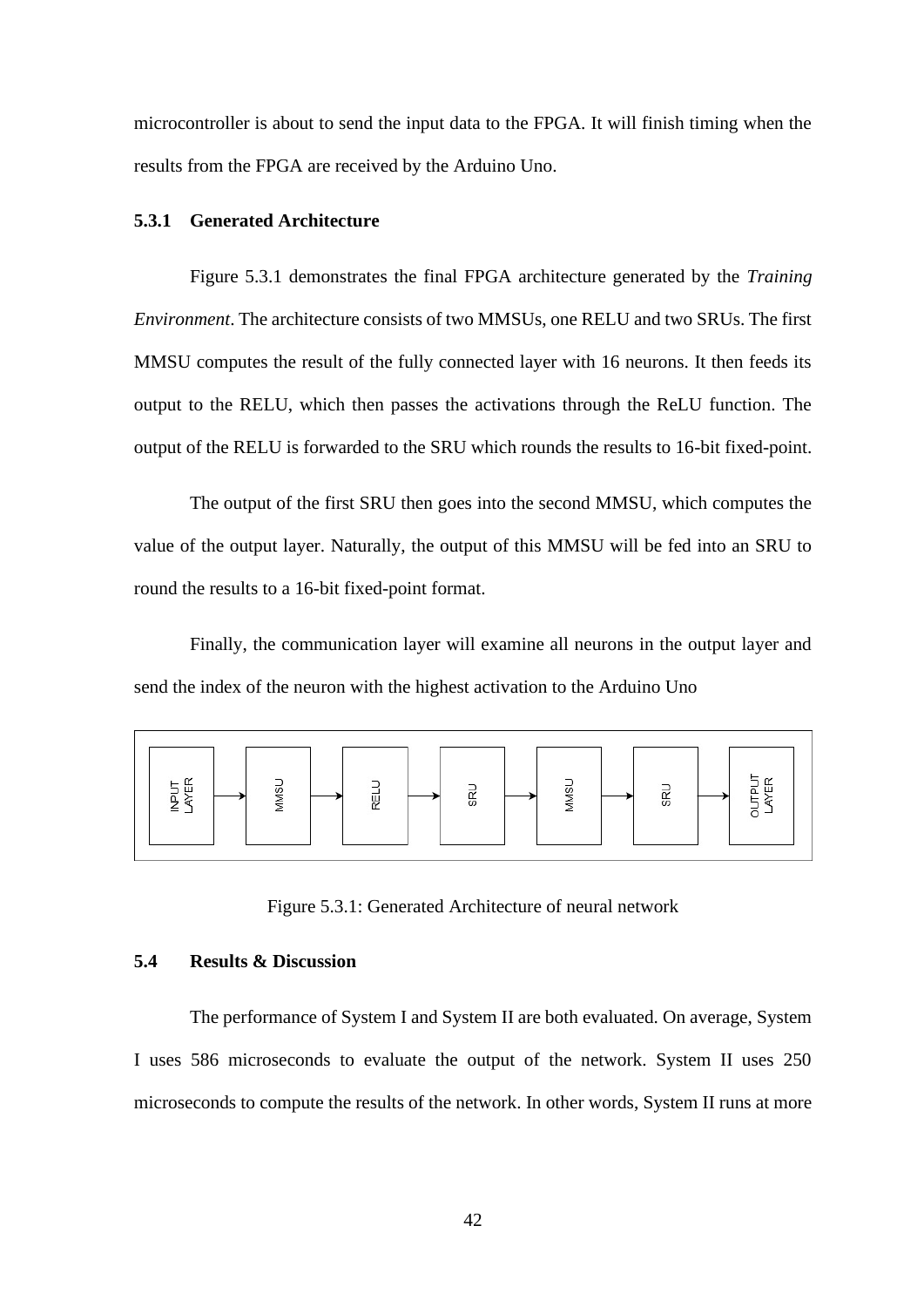microcontroller is about to send the input data to the FPGA. It will finish timing when the results from the FPGA are received by the Arduino Uno.

### 5.3.1 Generated Architecture

Figure 5.3.1 demonstrates the final FPGA architecture generated by the *Training Environment*. The architecture consists of two MMSUs, one RELU and two SRUs. The first MMSU computes the result of the fully connected layer with 16 neurons. It then feeds its output to the RELU, which then passes the activations through the ReLU function. The output of the RELU is forwarded to the SRU which rounds the results to 16-bit fixed-point.

The output of the first SRU then goes into the second MMSU, which computes the value of the output layer. Naturally, the output of this MMSU will be fed into an SRU to round the results to a 16-bit fixed-point format.

Finally, the communication layer will examine all neurons in the output layer and send the index of the neuron with the highest activation to the Arduino Uno

INPUT LAYER → MMSU → RELU → SRU → MMSU → SRU → OUTPUT LAYER

Figure 5.3.1: Generated Architecture of neural network

## 5.4 Results & Discussion

The performance of System I and System II are both evaluated. On average, System I uses 586 microseconds to evaluate the output of the network. System II uses 250 microseconds to compute the results of the network. In other words, System II runs at more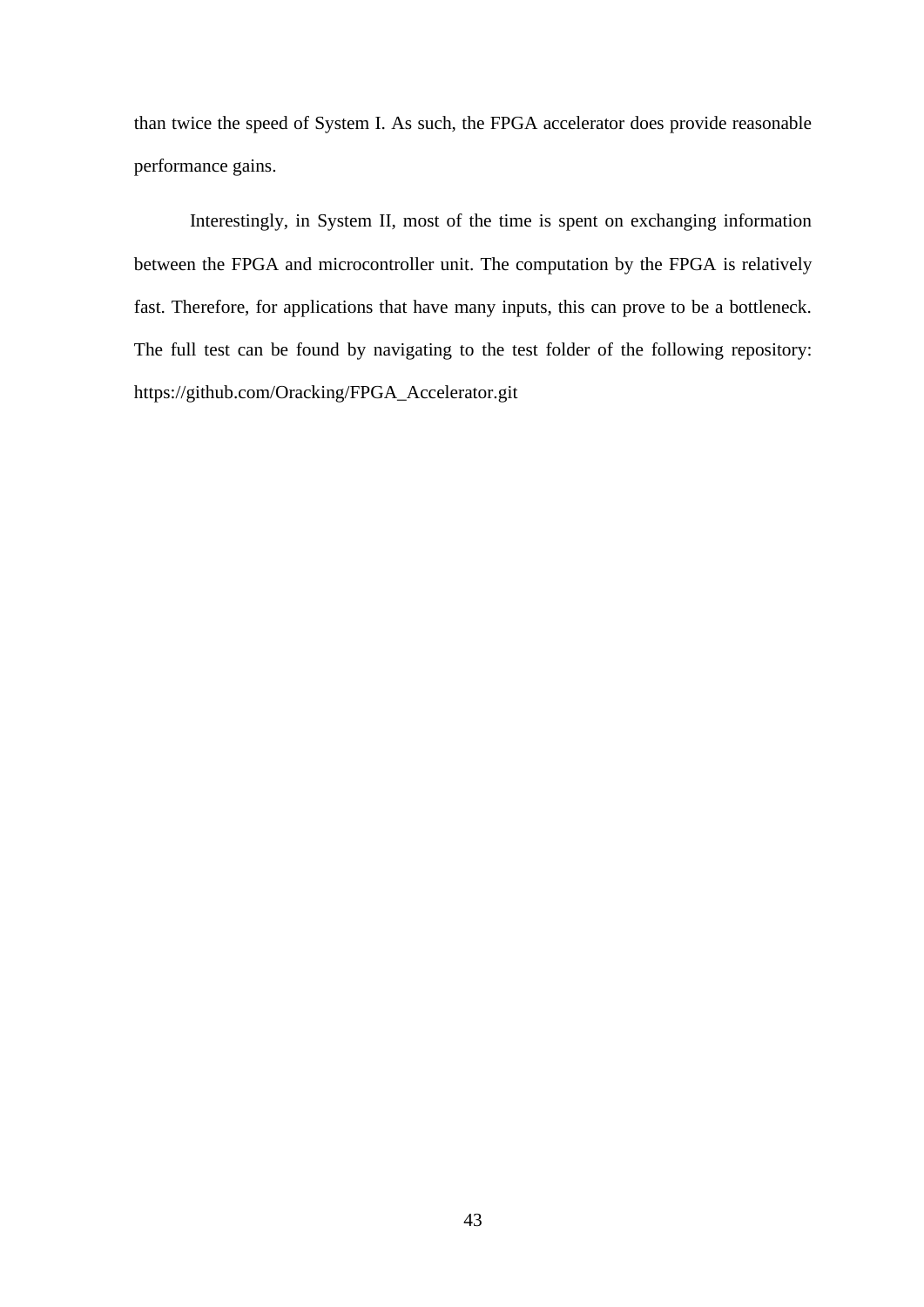than twice the speed of System I. As such, the FPGA accelerator does provide reasonable performance gains.

Interestingly, in System II, most of the time is spent on exchanging information between the FPGA and microcontroller unit. The computation by the FPGA is relatively fast. Therefore, for applications that have many inputs, this can prove to be a bottleneck. The full test can be found by navigating to the test folder of the following repository: https://github.com/Oracking/FPGA_Accelerator.git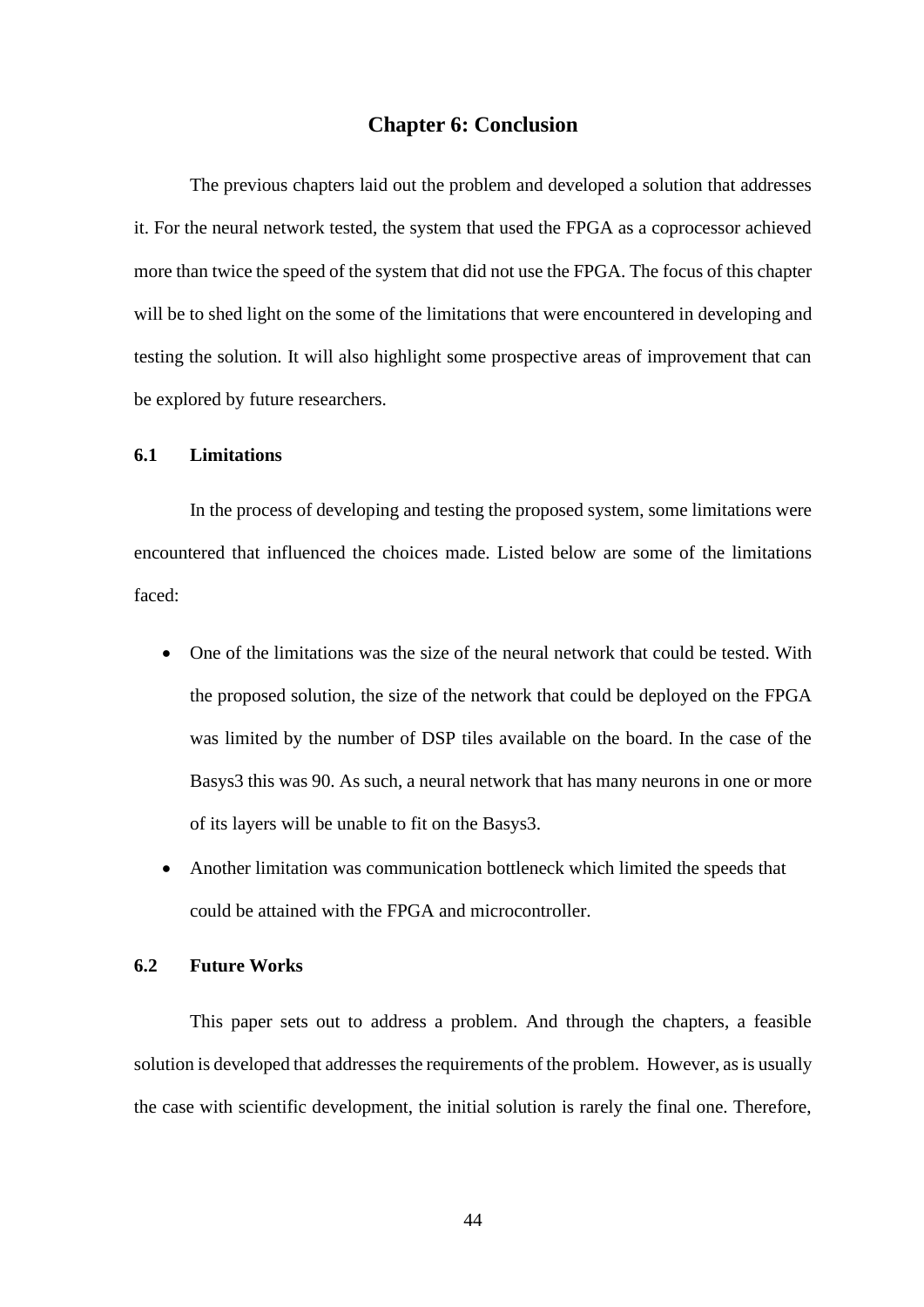# Chapter 6: Conclusion

The previous chapters laid out the problem and developed a solution that addresses it. For the neural network tested, the system that used the FPGA as a coprocessor achieved more than twice the speed of the system that did not use the FPGA. The focus of this chapter will be to shed light on the some of the limitations that were encountered in developing and testing the solution. It will also highlight some prospective areas of improvement that can be explored by future researchers.

## 6.1 Limitations

In the process of developing and testing the proposed system, some limitations were encountered that influenced the choices made. Listed below are some of the limitations faced:

- One of the limitations was the size of the neural network that could be tested. With the proposed solution, the size of the network that could be deployed on the FPGA was limited by the number of DSP tiles available on the board. In the case of the Basys3 this was 90. As such, a neural network that has many neurons in one or more of its layers will be unable to fit on the Basys3.
- Another limitation was communication bottleneck which limited the speeds that could be attained with the FPGA and microcontroller.

## 6.2 Future Works

This paper sets out to address a problem. And through the chapters, a feasible solution is developed that addresses the requirements of the problem. However, as is usually the case with scientific development, the initial solution is rarely the final one. Therefore,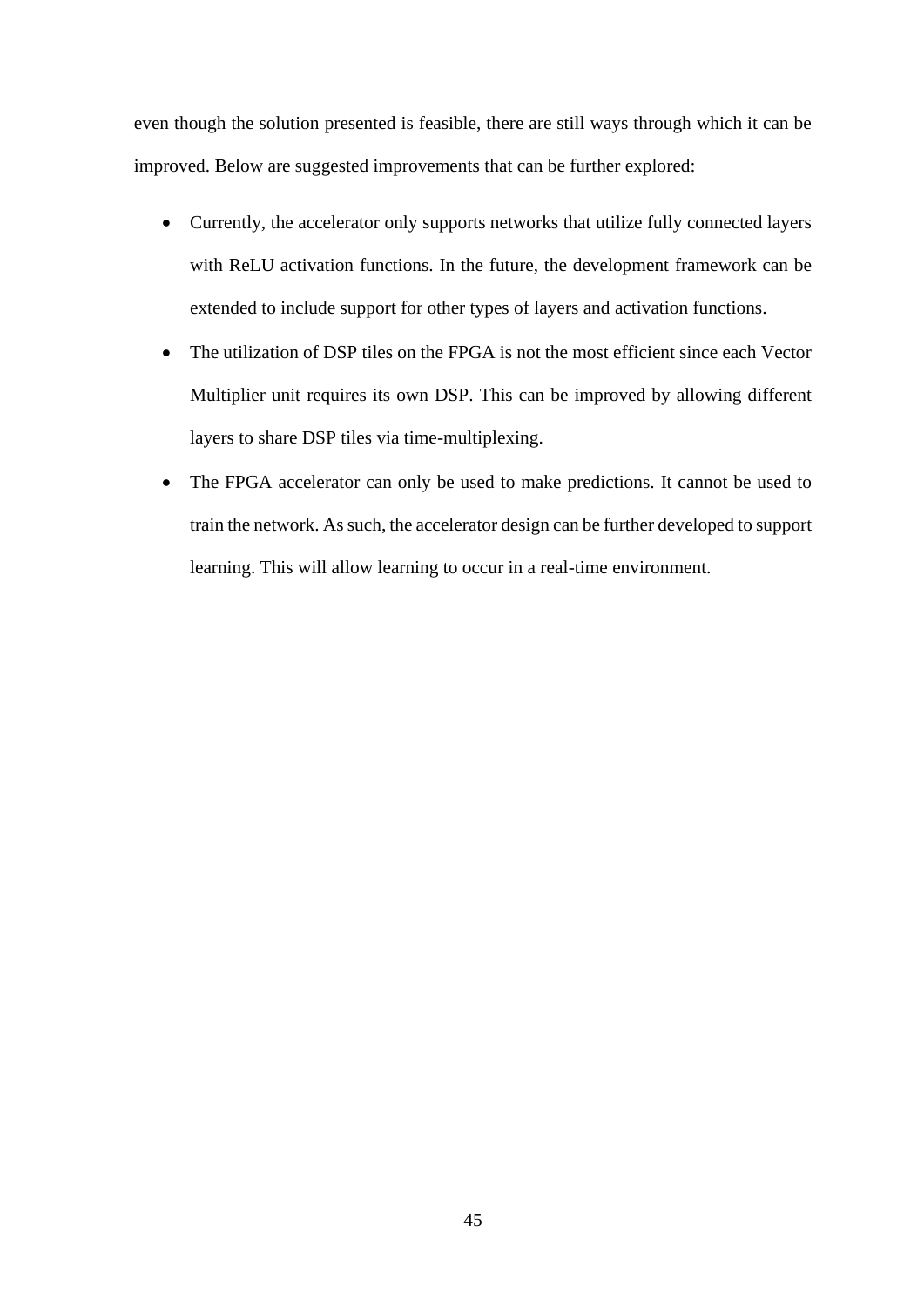even though the solution presented is feasible, there are still ways through which it can be improved. Below are suggested improvements that can be further explored:

- Currently, the accelerator only supports networks that utilize fully connected layers with ReLU activation functions. In the future, the development framework can be extended to include support for other types of layers and activation functions.
- The utilization of DSP tiles on the FPGA is not the most efficient since each Vector Multiplier unit requires its own DSP. This can be improved by allowing different layers to share DSP tiles via time-multiplexing.
- The FPGA accelerator can only be used to make predictions. It cannot be used to train the network. As such, the accelerator design can be further developed to support learning. This will allow learning to occur in a real-time environment.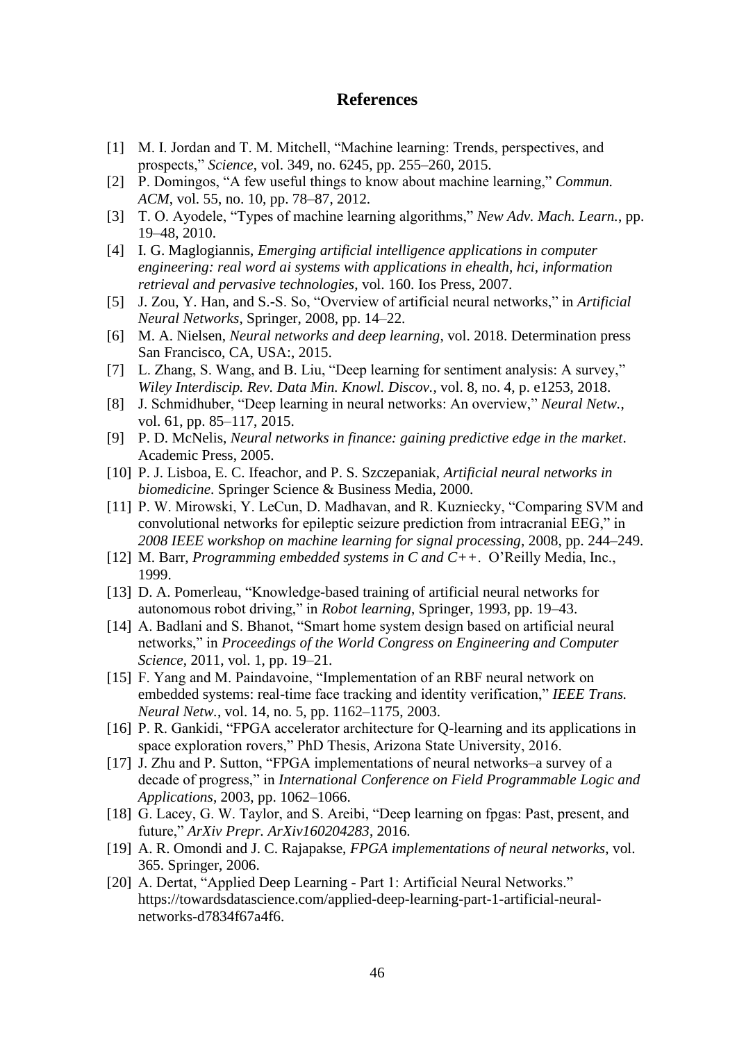# References

[1] M. I. Jordan and T. M. Mitchell, “Machine learning: Trends, perspectives, and prospects,” *Science*, vol. 349, no. 6245, pp. 255–260, 2015.

[2] P. Domingos, “A few useful things to know about machine learning,” *Commun. ACM*, vol. 55, no. 10, pp. 78–87, 2012.

[3] T. O. Ayodele, “Types of machine learning algorithms,” *New Adv. Mach. Learn.*, pp. 19–48, 2010.

[4] I. G. Maglogiannis, *Emerging artificial intelligence applications in computer engineering: real word ai systems with applications in ehealth, hci, information retrieval and pervasive technologies*, vol. 160. Ios Press, 2007.

[5] J. Zou, Y. Han, and S.-S. So, “Overview of artificial neural networks,” in *Artificial Neural Networks*, Springer, 2008, pp. 14–22.

[6] M. A. Nielsen, *Neural networks and deep learning*, vol. 2018. Determination press San Francisco, CA, USA:, 2015.

[7] L. Zhang, S. Wang, and B. Liu, “Deep learning for sentiment analysis: A survey,” *Wiley Interdiscip. Rev. Data Min. Knowl. Discov.*, vol. 8, no. 4, p. e1253, 2018.

[8] J. Schmidhuber, “Deep learning in neural networks: An overview,” *Neural Netw.*, vol. 61, pp. 85–117, 2015.

[9] P. D. McNelis, *Neural networks in finance: gaining predictive edge in the market*. Academic Press, 2005.

[10] P. J. Lisboa, E. C. Ifeachor, and P. S. Szczepaniak, *Artificial neural networks in biomedicine*. Springer Science & Business Media, 2000.

[11] P. W. Mirowski, Y. LeCun, D. Madhavan, and R. Kuzniecky, “Comparing SVM and convolutional networks for epileptic seizure prediction from intracranial EEG,” in *2008 IEEE workshop on machine learning for signal processing*, 2008, pp. 244–249.

[12] M. Barr, *Programming embedded systems in C and C++*. O’Reilly Media, Inc., 1999.

[13] D. A. Pomerleau, “Knowledge-based training of artificial neural networks for autonomous robot driving,” in *Robot learning*, Springer, 1993, pp. 19–43.

[14] A. Badlani and S. Bhanot, “Smart home system design based on artificial neural networks,” in *Proceedings of the World Congress on Engineering and Computer Science*, 2011, vol. 1, pp. 19–21.

[15] F. Yang and M. Paindavoine, “Implementation of an RBF neural network on embedded systems: real-time face tracking and identity verification,” *IEEE Trans. Neural Netw.*, vol. 14, no. 5, pp. 1162–1175, 2003.

[16] P. R. Gankidi, “FPGA accelerator architecture for Q-learning and its applications in space exploration rovers,” PhD Thesis, Arizona State University, 2016.

[17] J. Zhu and P. Sutton, “FPGA implementations of neural networks–a survey of a decade of progress,” in *International Conference on Field Programmable Logic and Applications*, 2003, pp. 1062–1066.

[18] G. Lacey, G. W. Taylor, and S. Areibi, “Deep learning on fpgas: Past, present, and future,” *ArXiv Prepr. ArXiv160204283*, 2016.

[19] A. R. Omondi and J. C. Rajapakse, *FPGA implementations of neural networks*, vol. 365. Springer, 2006.

[20] A. Dertat, “Applied Deep Learning - Part 1: Artificial Neural Networks.” https://towardsdatascience.com/applied-deep-learning-part-1-artificial-neural-networks-d7834f67a4f6.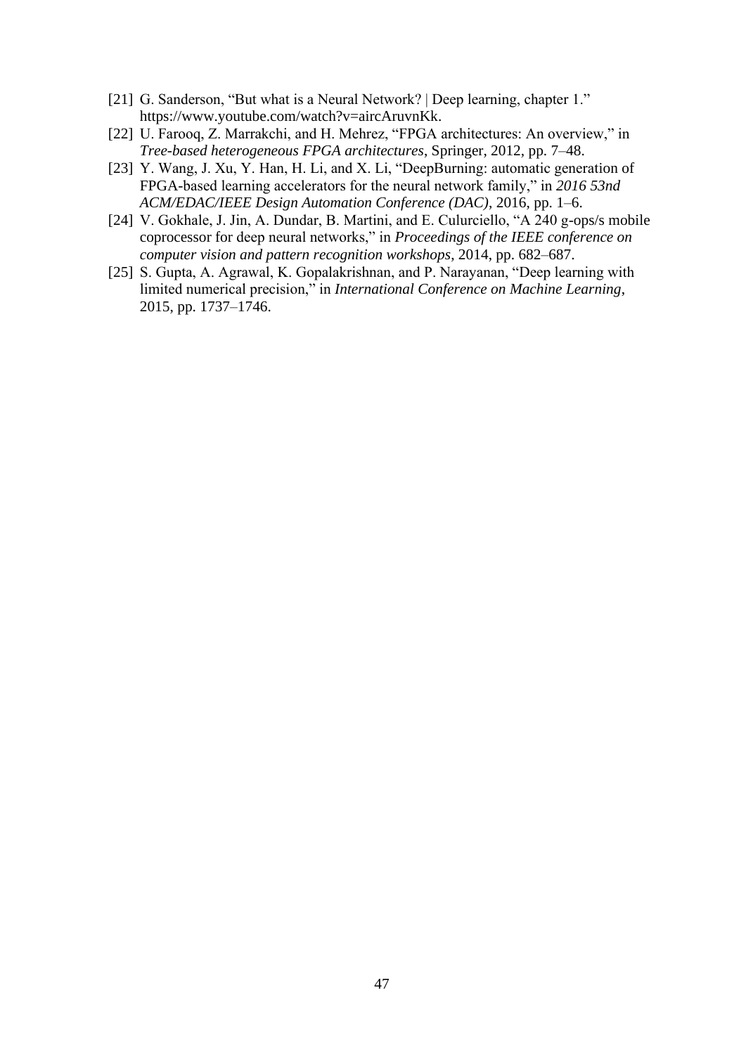[21] G. Sanderson, "But what is a Neural Network? | Deep learning, chapter 1." https://www.youtube.com/watch?v=aircAruvnKk.

[22] U. Farooq, Z. Marrakchi, and H. Mehrez, "FPGA architectures: An overview," in *Tree-based heterogeneous FPGA architectures*, Springer, 2012, pp. 7–48.

[23] Y. Wang, J. Xu, Y. Han, H. Li, and X. Li, "DeepBurning: automatic generation of FPGA-based learning accelerators for the neural network family," in *2016 53nd ACM/EDAC/IEEE Design Automation Conference (DAC)*, 2016, pp. 1–6.

[24] V. Gokhale, J. Jin, A. Dundar, B. Martini, and E. Culurciello, "A 240 g-ops/s mobile coprocessor for deep neural networks," in *Proceedings of the IEEE conference on computer vision and pattern recognition workshops*, 2014, pp. 682–687.

[25] S. Gupta, A. Agrawal, K. Gopalakrishnan, and P. Narayanan, "Deep learning with limited numerical precision," in *International Conference on Machine Learning*, 2015, pp. 1737–1746.